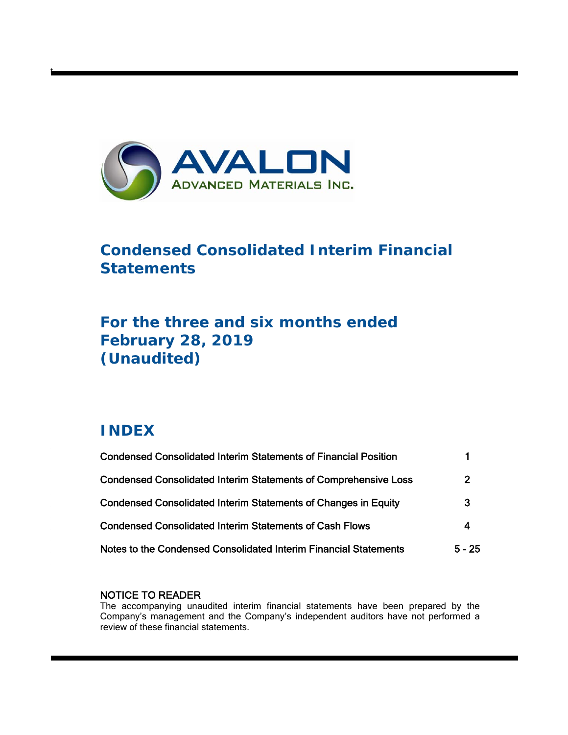AVALON

ADVANCED MATERIALS INC.

# Condensed Consolidated Interim Financial Statements

## For the three and six months ended February 28, 2019 (Unaudited)

## INDEX

| | |
|---|---|
| Condensed Consolidated Interim Statements of Financial Position | 1 |
| Condensed Consolidated Interim Statements of Comprehensive Loss | 2 |
| Condensed Consolidated Interim Statements of Changes in Equity | 3 |
| Condensed Consolidated Interim Statements of Cash Flows | 4 |
| Notes to the Condensed Consolidated Interim Financial Statements | 5 - 25 |

NOTICE TO READER

The accompanying unaudited interim financial statements have been prepared by the Company's management and the Company's independent auditors have not performed a review of these financial statements.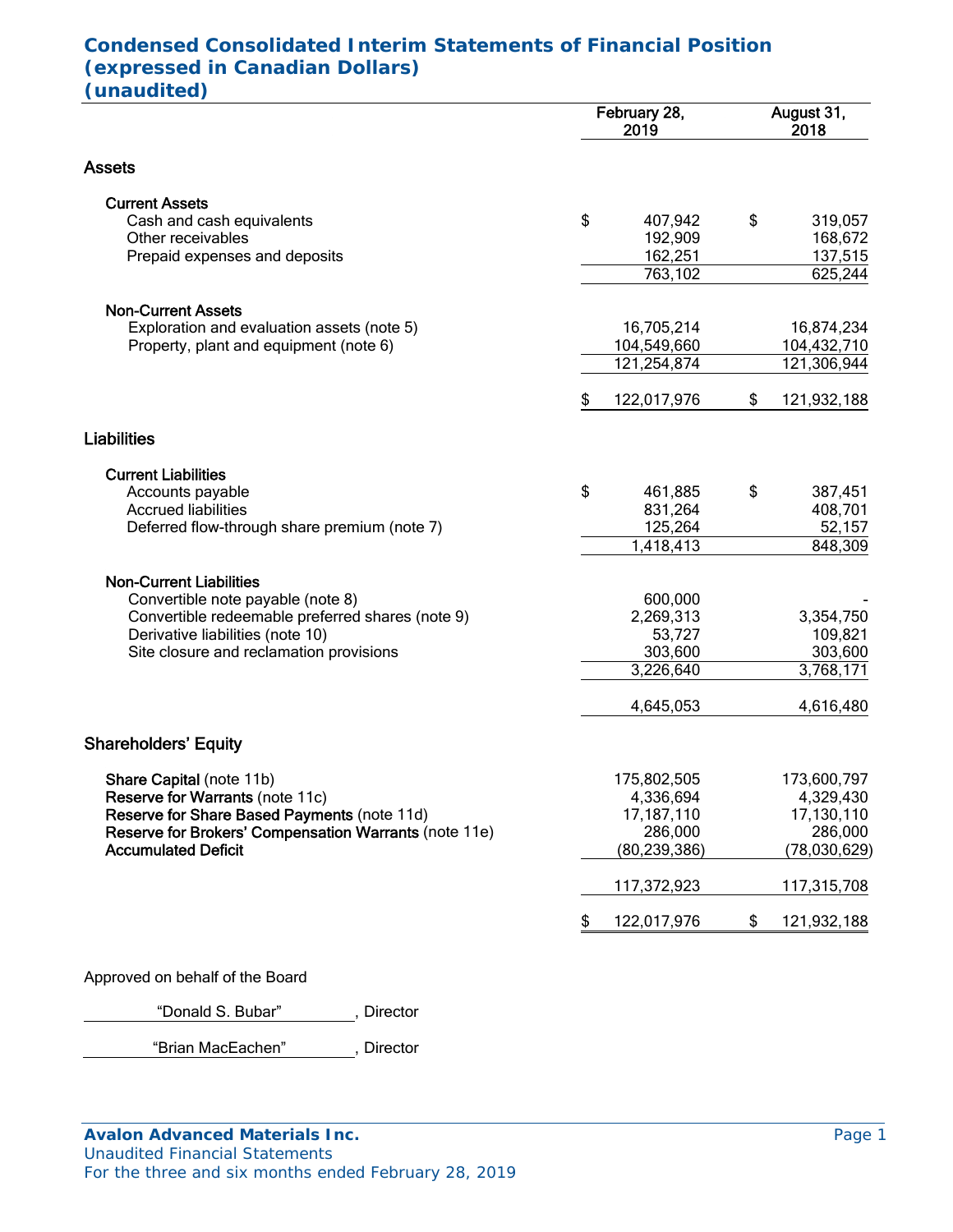# Condensed Consolidated Interim Statements of Financial Position (expressed in Canadian Dollars) (unaudited)

| | February 28, 2019 | August 31, 2018 |
|---|---|---|
| **Assets** | | |
| **Current Assets** | | |
| Cash and cash equivalents | $ 407,942 | $ 319,057 |
| Other receivables | 192,909 | 168,672 |
| Prepaid expenses and deposits | 162,251 | 137,515 |
| | 763,102 | 625,244 |
| **Non-Current Assets** | | |
| Exploration and evaluation assets (note 5) | 16,705,214 | 16,874,234 |
| Property, plant and equipment (note 6) | 104,549,660 | 104,432,710 |
| | 121,254,874 | 121,306,944 |
| | $ 122,017,976 | $ 121,932,188 |
| **Liabilities** | | |
| **Current Liabilities** | | |
| Accounts payable | $ 461,885 | $ 387,451 |
| Accrued liabilities | 831,264 | 408,701 |
| Deferred flow-through share premium (note 7) | 125,264 | 52,157 |
| | 1,418,413 | 848,309 |
| **Non-Current Liabilities** | | |
| Convertible note payable (note 8) | 600,000 | - |
| Convertible redeemable preferred shares (note 9) | 2,269,313 | 3,354,750 |
| Derivative liabilities (note 10) | 53,727 | 109,821 |
| Site closure and reclamation provisions | 303,600 | 303,600 |
| | 3,226,640 | 3,768,171 |
| | 4,645,053 | 4,616,480 |
| **Shareholders' Equity** | | |
| **Share Capital** (note 11b) | 175,802,505 | 173,600,797 |
| **Reserve for Warrants** (note 11c) | 4,336,694 | 4,329,430 |
| **Reserve for Share Based Payments** (note 11d) | 17,187,110 | 17,130,110 |
| **Reserve for Brokers' Compensation Warrants** (note 11e) | 286,000 | 286,000 |
| **Accumulated Deficit** | (80,239,386) | (78,030,629) |
| | 117,372,923 | 117,315,708 |
| | $ 122,017,976 | $ 121,932,188 |

Approved on behalf of the Board

"Donald S. Bubar", Director

"Brian MacEachen", Director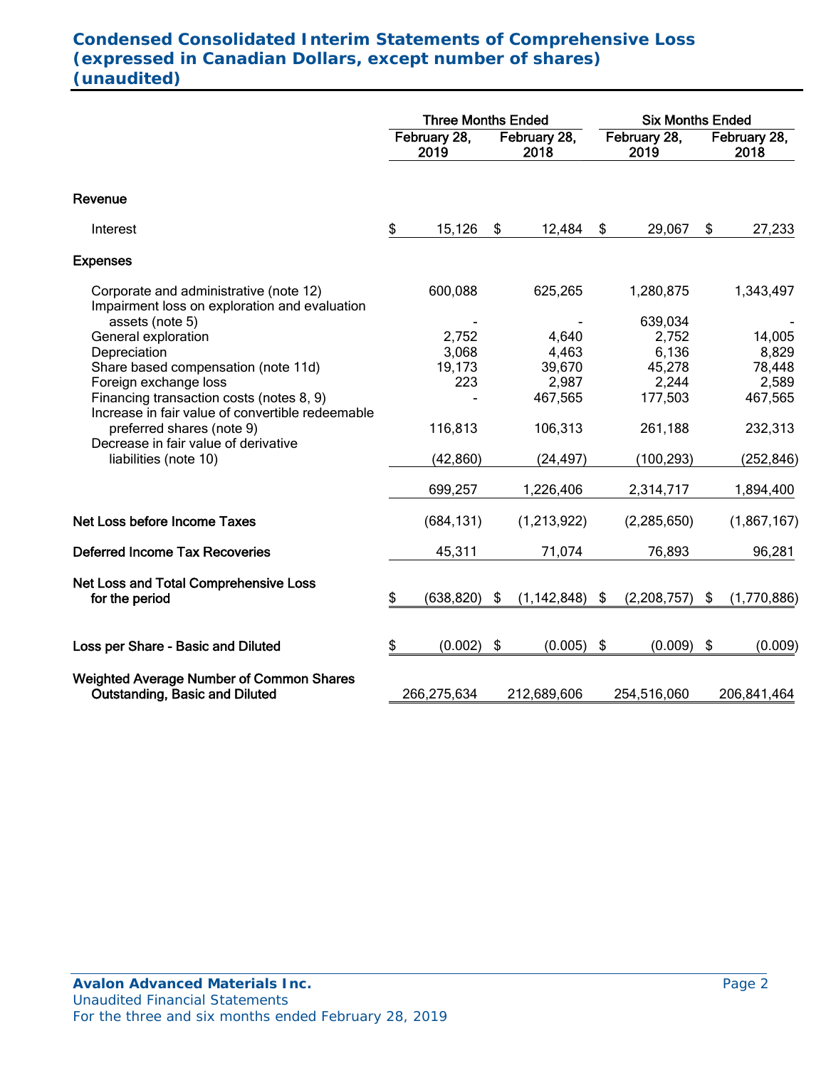# Condensed Consolidated Interim Statements of Comprehensive Loss
# (expressed in Canadian Dollars, except number of shares)
# (unaudited)

| | Three Months Ended | | Six Months Ended | |
|---|---|---|---|---|
| | February 28, 2019 | February 28, 2018 | February 28, 2019 | February 28, 2018 |
| **Revenue** | | | | |
| Interest | $ 15,126 | $ 12,484 | $ 29,067 | $ 27,233 |
| **Expenses** | | | | |
| Corporate and administrative (note 12) | 600,088 | 625,265 | 1,280,875 | 1,343,497 |
| Impairment loss on exploration and evaluation assets (note 5) | - | - | 639,034 | - |
| General exploration | 2,752 | 4,640 | 2,752 | 14,005 |
| Depreciation | 3,068 | 4,463 | 6,136 | 8,829 |
| Share based compensation (note 11d) | 19,173 | 39,670 | 45,278 | 78,448 |
| Foreign exchange loss | 223 | 2,987 | 2,244 | 2,589 |
| Financing transaction costs (notes 8, 9) | - | 467,565 | 177,503 | 467,565 |
| Increase in fair value of convertible redeemable preferred shares (note 9) | 116,813 | 106,313 | 261,188 | 232,313 |
| Decrease in fair value of derivative liabilities (note 10) | (42,860) | (24,497) | (100,293) | (252,846) |
| | 699,257 | 1,226,406 | 2,314,717 | 1,894,400 |
| **Net Loss before Income Taxes** | (684,131) | (1,213,922) | (2,285,650) | (1,867,167) |
| **Deferred Income Tax Recoveries** | 45,311 | 71,074 | 76,893 | 96,281 |
| **Net Loss and Total Comprehensive Loss for the period** | $ (638,820) | $ (1,142,848) | $ (2,208,757) | $ (1,770,886) |
| **Loss per Share - Basic and Diluted** | $ (0.002) | $ (0.005) | $ (0.009) | $ (0.009) |
| **Weighted Average Number of Common Shares Outstanding, Basic and Diluted** | 266,275,634 | 212,689,606 | 254,516,060 | 206,841,464 |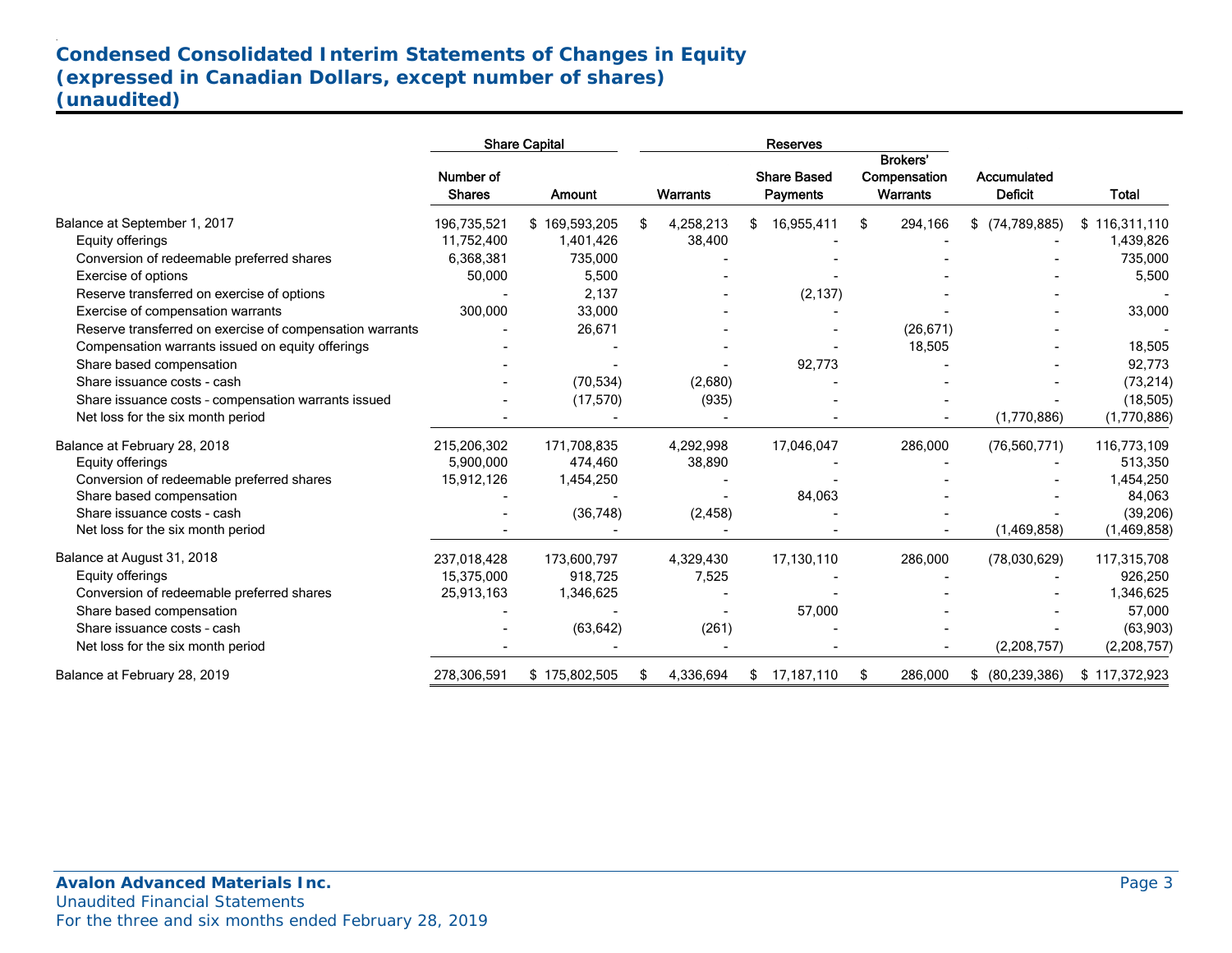## Condensed Consolidated Interim Statements of Changes in Equity
## (expressed in Canadian Dollars, except number of shares)
## (unaudited)

| | Share Capital | | Reserves | | | | |
|---|---|---|---|---|---|---|---|
| | Number of Shares | Amount | Warrants | Share Based Payments | Brokers' Compensation Warrants | Accumulated Deficit | Total |
| Balance at September 1, 2017 | 196,735,521 | $ 169,593,205 | $ 4,258,213 | $ 16,955,411 | $ 294,166 | $ (74,789,885) | $ 116,311,110 |
| Equity offerings | 11,752,400 | 1,401,426 | 38,400 | - | - | - | 1,439,826 |
| Conversion of redeemable preferred shares | 6,368,381 | 735,000 | - | - | - | - | 735,000 |
| Exercise of options | 50,000 | 5,500 | - | - | - | - | 5,500 |
| Reserve transferred on exercise of options | - | 2,137 | - | (2,137) | - | - | - |
| Exercise of compensation warrants | 300,000 | 33,000 | - | - | - | - | 33,000 |
| Reserve transferred on exercise of compensation warrants | - | 26,671 | - | - | (26,671) | - | - |
| Compensation warrants issued on equity offerings | - | - | - | - | 18,505 | - | 18,505 |
| Share based compensation | - | - | - | 92,773 | - | - | 92,773 |
| Share issuance costs - cash | - | (70,534) | (2,680) | - | - | - | (73,214) |
| Share issuance costs - compensation warrants issued | - | (17,570) | (935) | - | - | - | (18,505) |
| Net loss for the six month period | - | - | - | - | - | (1,770,886) | (1,770,886) |
| Balance at February 28, 2018 | 215,206,302 | 171,708,835 | 4,292,998 | 17,046,047 | 286,000 | (76,560,771) | 116,773,109 |
| Equity offerings | 5,900,000 | 474,460 | 38,890 | - | - | - | 513,350 |
| Conversion of redeemable preferred shares | 15,912,126 | 1,454,250 | - | - | - | - | 1,454,250 |
| Share based compensation | - | - | - | 84,063 | - | - | 84,063 |
| Share issuance costs - cash | - | (36,748) | (2,458) | - | - | - | (39,206) |
| Net loss for the six month period | - | - | - | - | - | (1,469,858) | (1,469,858) |
| Balance at August 31, 2018 | 237,018,428 | 173,600,797 | 4,329,430 | 17,130,110 | 286,000 | (78,030,629) | 117,315,708 |
| Equity offerings | 15,375,000 | 918,725 | 7,525 | - | - | - | 926,250 |
| Conversion of redeemable preferred shares | 25,913,163 | 1,346,625 | - | - | - | - | 1,346,625 |
| Share based compensation | - | - | - | 57,000 | - | - | 57,000 |
| Share issuance costs - cash | - | (63,642) | (261) | - | - | - | (63,903) |
| Net loss for the six month period | - | - | - | - | - | (2,208,757) | (2,208,757) |
| Balance at February 28, 2019 | 278,306,591 | $ 175,802,505 | $ 4,336,694 | $ 17,187,110 | $ 286,000 | $ (80,239,386) | $ 117,372,923 |

**Avalon Advanced Materials Inc.**
Unaudited Financial Statements
For the three and six months ended February 28, 2019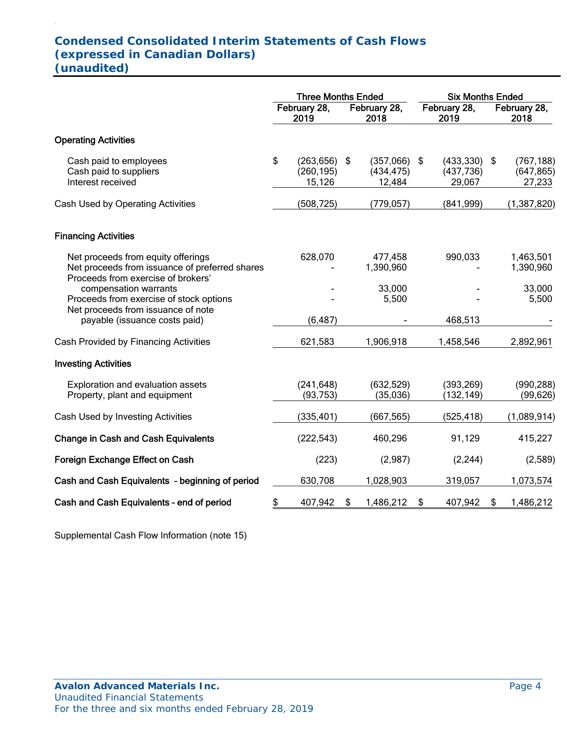# Condensed Consolidated Interim Statements of Cash Flows
## (expressed in Canadian Dollars)
## (unaudited)

| | Three Months Ended | | Six Months Ended | |
|---|---|---|---|---|
| | February 28, 2019 | February 28, 2018 | February 28, 2019 | February 28, 2018 |
| **Operating Activities** | | | | |
| Cash paid to employees | $ (263,656) | $ (357,066) | $ (433,330) | $ (767,188) |
| Cash paid to suppliers | (260,195) | (434,475) | (437,736) | (647,865) |
| Interest received | 15,126 | 12,484 | 29,067 | 27,233 |
| Cash Used by Operating Activities | (508,725) | (779,057) | (841,999) | (1,387,820) |
| **Financing Activities** | | | | |
| Net proceeds from equity offerings | 628,070 | 477,458 | 990,033 | 1,463,501 |
| Net proceeds from issuance of preferred shares | - | 1,390,960 | - | 1,390,960 |
| Proceeds from exercise of brokers' compensation warrants | - | 33,000 | - | 33,000 |
| Proceeds from exercise of stock options | - | 5,500 | - | 5,500 |
| Net proceeds from issuance of note payable (issuance costs paid) | (6,487) | - | 468,513 | - |
| Cash Provided by Financing Activities | 621,583 | 1,906,918 | 1,458,546 | 2,892,961 |
| **Investing Activities** | | | | |
| Exploration and evaluation assets | (241,648) | (632,529) | (393,269) | (990,288) |
| Property, plant and equipment | (93,753) | (35,036) | (132,149) | (99,626) |
| Cash Used by Investing Activities | (335,401) | (667,565) | (525,418) | (1,089,914) |
| **Change in Cash and Cash Equivalents** | (222,543) | 460,296 | 91,129 | 415,227 |
| **Foreign Exchange Effect on Cash** | (223) | (2,987) | (2,244) | (2,589) |
| **Cash and Cash Equivalents - beginning of period** | 630,708 | 1,028,903 | 319,057 | 1,073,574 |
| **Cash and Cash Equivalents - end of period** | $ 407,942 | $ 1,486,212 | $ 407,942 | $ 1,486,212 |

Supplemental Cash Flow Information (note 15)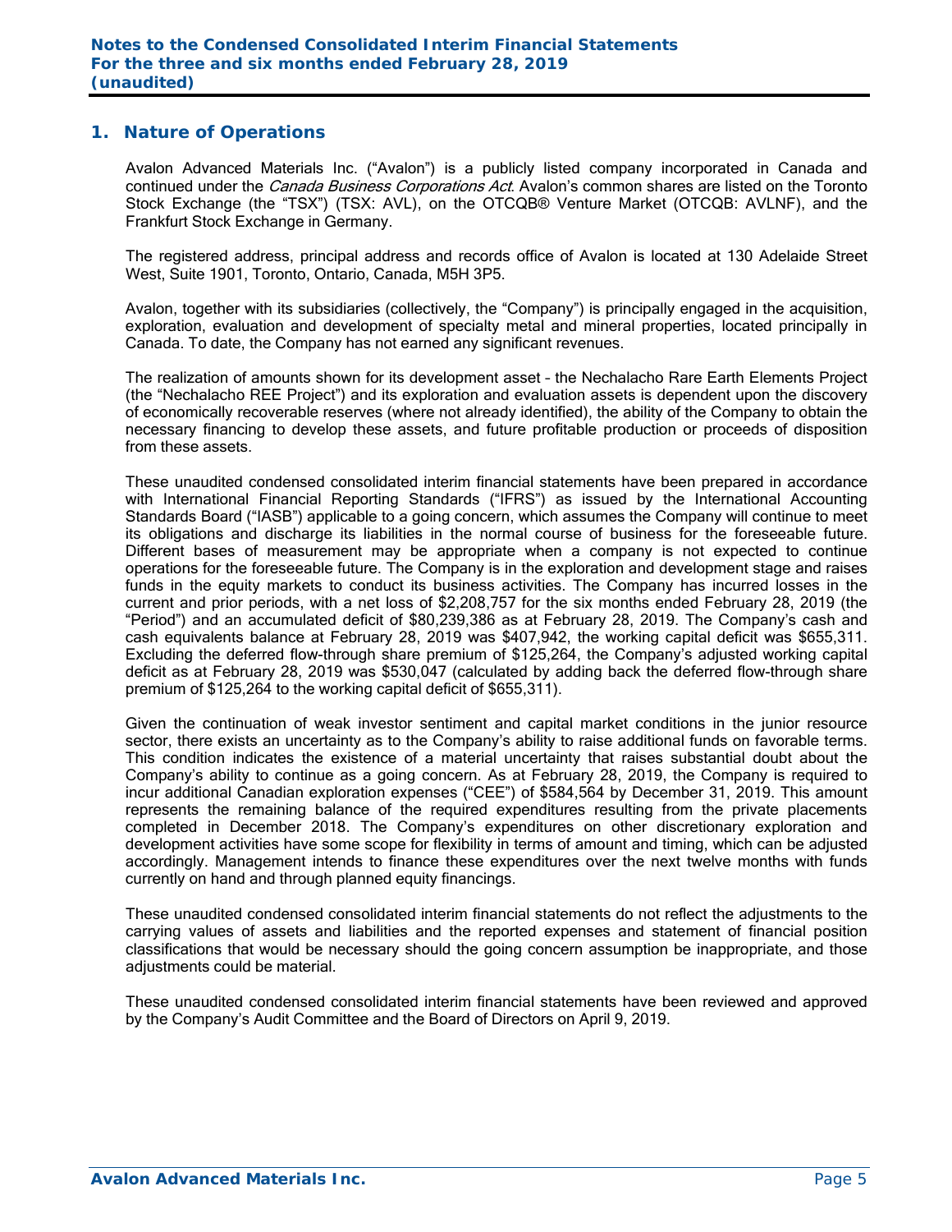## 1. Nature of Operations

Avalon Advanced Materials Inc. ("Avalon") is a publicly listed company incorporated in Canada and continued under the *Canada Business Corporations Act*. Avalon's common shares are listed on the Toronto Stock Exchange (the "TSX") (TSX: AVL), on the OTCQB® Venture Market (OTCQB: AVLNF), and the Frankfurt Stock Exchange in Germany.

The registered address, principal address and records office of Avalon is located at 130 Adelaide Street West, Suite 1901, Toronto, Ontario, Canada, M5H 3P5.

Avalon, together with its subsidiaries (collectively, the "Company") is principally engaged in the acquisition, exploration, evaluation and development of specialty metal and mineral properties, located principally in Canada. To date, the Company has not earned any significant revenues.

The realization of amounts shown for its development asset – the Nechalacho Rare Earth Elements Project (the "Nechalacho REE Project") and its exploration and evaluation assets is dependent upon the discovery of economically recoverable reserves (where not already identified), the ability of the Company to obtain the necessary financing to develop these assets, and future profitable production or proceeds of disposition from these assets.

These unaudited condensed consolidated interim financial statements have been prepared in accordance with International Financial Reporting Standards ("IFRS") as issued by the International Accounting Standards Board ("IASB") applicable to a going concern, which assumes the Company will continue to meet its obligations and discharge its liabilities in the normal course of business for the foreseeable future. Different bases of measurement may be appropriate when a company is not expected to continue operations for the foreseeable future. The Company is in the exploration and development stage and raises funds in the equity markets to conduct its business activities. The Company has incurred losses in the current and prior periods, with a net loss of $2,208,757 for the six months ended February 28, 2019 (the "Period") and an accumulated deficit of $80,239,386 as at February 28, 2019. The Company's cash and cash equivalents balance at February 28, 2019 was $407,942, the working capital deficit was $655,311. Excluding the deferred flow-through share premium of $125,264, the Company's adjusted working capital deficit as at February 28, 2019 was $530,047 (calculated by adding back the deferred flow-through share premium of $125,264 to the working capital deficit of $655,311).

Given the continuation of weak investor sentiment and capital market conditions in the junior resource sector, there exists an uncertainty as to the Company's ability to raise additional funds on favorable terms. This condition indicates the existence of a material uncertainty that raises substantial doubt about the Company's ability to continue as a going concern. As at February 28, 2019, the Company is required to incur additional Canadian exploration expenses ("CEE") of $584,564 by December 31, 2019. This amount represents the remaining balance of the required expenditures resulting from the private placements completed in December 2018. The Company's expenditures on other discretionary exploration and development activities have some scope for flexibility in terms of amount and timing, which can be adjusted accordingly. Management intends to finance these expenditures over the next twelve months with funds currently on hand and through planned equity financings.

These unaudited condensed consolidated interim financial statements do not reflect the adjustments to the carrying values of assets and liabilities and the reported expenses and statement of financial position classifications that would be necessary should the going concern assumption be inappropriate, and those adjustments could be material.

These unaudited condensed consolidated interim financial statements have been reviewed and approved by the Company's Audit Committee and the Board of Directors on April 9, 2019.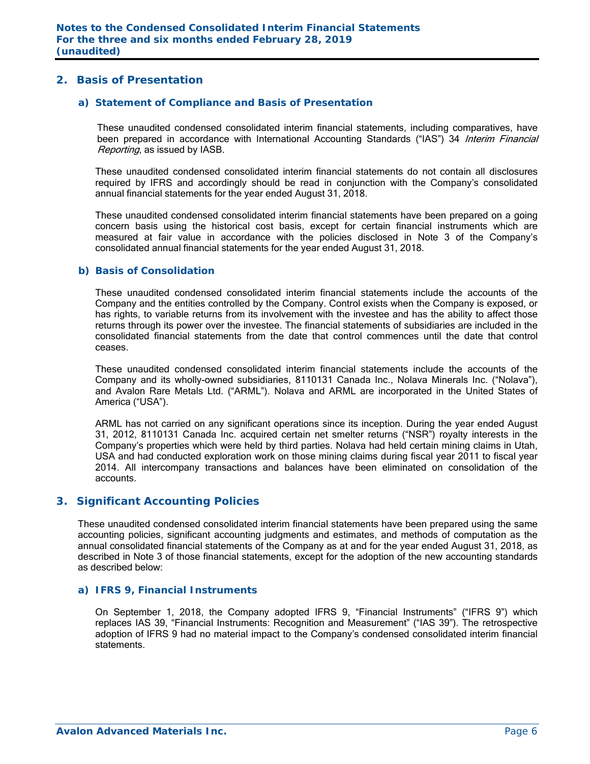## 2. Basis of Presentation

### a) Statement of Compliance and Basis of Presentation

These unaudited condensed consolidated interim financial statements, including comparatives, have been prepared in accordance with International Accounting Standards ("IAS") 34 *Interim Financial Reporting*, as issued by IASB.

These unaudited condensed consolidated interim financial statements do not contain all disclosures required by IFRS and accordingly should be read in conjunction with the Company's consolidated annual financial statements for the year ended August 31, 2018.

These unaudited condensed consolidated interim financial statements have been prepared on a going concern basis using the historical cost basis, except for certain financial instruments which are measured at fair value in accordance with the policies disclosed in Note 3 of the Company's consolidated annual financial statements for the year ended August 31, 2018.

### b) Basis of Consolidation

These unaudited condensed consolidated interim financial statements include the accounts of the Company and the entities controlled by the Company. Control exists when the Company is exposed, or has rights, to variable returns from its involvement with the investee and has the ability to affect those returns through its power over the investee. The financial statements of subsidiaries are included in the consolidated financial statements from the date that control commences until the date that control ceases.

These unaudited condensed consolidated interim financial statements include the accounts of the Company and its wholly-owned subsidiaries, 8110131 Canada Inc., Nolava Minerals Inc. ("Nolava"), and Avalon Rare Metals Ltd. ("ARML"). Nolava and ARML are incorporated in the United States of America ("USA").

ARML has not carried on any significant operations since its inception. During the year ended August 31, 2012, 8110131 Canada Inc. acquired certain net smelter returns ("NSR") royalty interests in the Company's properties which were held by third parties. Nolava had held certain mining claims in Utah, USA and had conducted exploration work on those mining claims during fiscal year 2011 to fiscal year 2014. All intercompany transactions and balances have been eliminated on consolidation of the accounts.

## 3. Significant Accounting Policies

These unaudited condensed consolidated interim financial statements have been prepared using the same accounting policies, significant accounting judgments and estimates, and methods of computation as the annual consolidated financial statements of the Company as at and for the year ended August 31, 2018, as described in Note 3 of those financial statements, except for the adoption of the new accounting standards as described below:

### a) IFRS 9, Financial Instruments

On September 1, 2018, the Company adopted IFRS 9, "Financial Instruments" ("IFRS 9") which replaces IAS 39, "Financial Instruments: Recognition and Measurement" ("IAS 39"). The retrospective adoption of IFRS 9 had no material impact to the Company's condensed consolidated interim financial statements.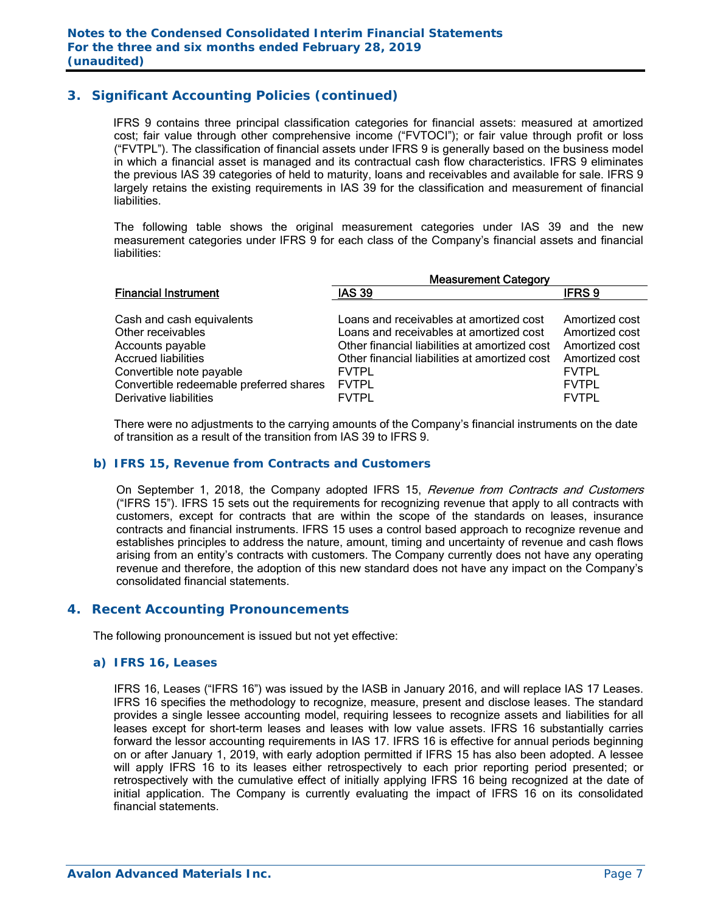## 3. Significant Accounting Policies (continued)

IFRS 9 contains three principal classification categories for financial assets: measured at amortized cost; fair value through other comprehensive income ("FVTOCI"); or fair value through profit or loss ("FVTPL"). The classification of financial assets under IFRS 9 is generally based on the business model in which a financial asset is managed and its contractual cash flow characteristics. IFRS 9 eliminates the previous IAS 39 categories of held to maturity, loans and receivables and available for sale. IFRS 9 largely retains the existing requirements in IAS 39 for the classification and measurement of financial liabilities.

The following table shows the original measurement categories under IAS 39 and the new measurement categories under IFRS 9 for each class of the Company's financial assets and financial liabilities:

| | Measurement Category | |
|---|---|---|
| Financial Instrument | IAS 39 | IFRS 9 |
| Cash and cash equivalents | Loans and receivables at amortized cost | Amortized cost |
| Other receivables | Loans and receivables at amortized cost | Amortized cost |
| Accounts payable | Other financial liabilities at amortized cost | Amortized cost |
| Accrued liabilities | Other financial liabilities at amortized cost | Amortized cost |
| Convertible note payable | FVTPL | FVTPL |
| Convertible redeemable preferred shares | FVTPL | FVTPL |
| Derivative liabilities | FVTPL | FVTPL |

There were no adjustments to the carrying amounts of the Company's financial instruments on the date of transition as a result of the transition from IAS 39 to IFRS 9.

### b) IFRS 15, Revenue from Contracts and Customers

On September 1, 2018, the Company adopted IFRS 15, *Revenue from Contracts and Customers* ("IFRS 15"). IFRS 15 sets out the requirements for recognizing revenue that apply to all contracts with customers, except for contracts that are within the scope of the standards on leases, insurance contracts and financial instruments. IFRS 15 uses a control based approach to recognize revenue and establishes principles to address the nature, amount, timing and uncertainty of revenue and cash flows arising from an entity's contracts with customers. The Company currently does not have any operating revenue and therefore, the adoption of this new standard does not have any impact on the Company's consolidated financial statements.

## 4. Recent Accounting Pronouncements

The following pronouncement is issued but not yet effective:

### a) IFRS 16, Leases

IFRS 16, Leases ("IFRS 16") was issued by the IASB in January 2016, and will replace IAS 17 Leases. IFRS 16 specifies the methodology to recognize, measure, present and disclose leases. The standard provides a single lessee accounting model, requiring lessees to recognize assets and liabilities for all leases except for short-term leases and leases with low value assets. IFRS 16 substantially carries forward the lessor accounting requirements in IAS 17. IFRS 16 is effective for annual periods beginning on or after January 1, 2019, with early adoption permitted if IFRS 15 has also been adopted. A lessee will apply IFRS 16 to its leases either retrospectively to each prior reporting period presented; or retrospectively with the cumulative effect of initially applying IFRS 16 being recognized at the date of initial application. The Company is currently evaluating the impact of IFRS 16 on its consolidated financial statements.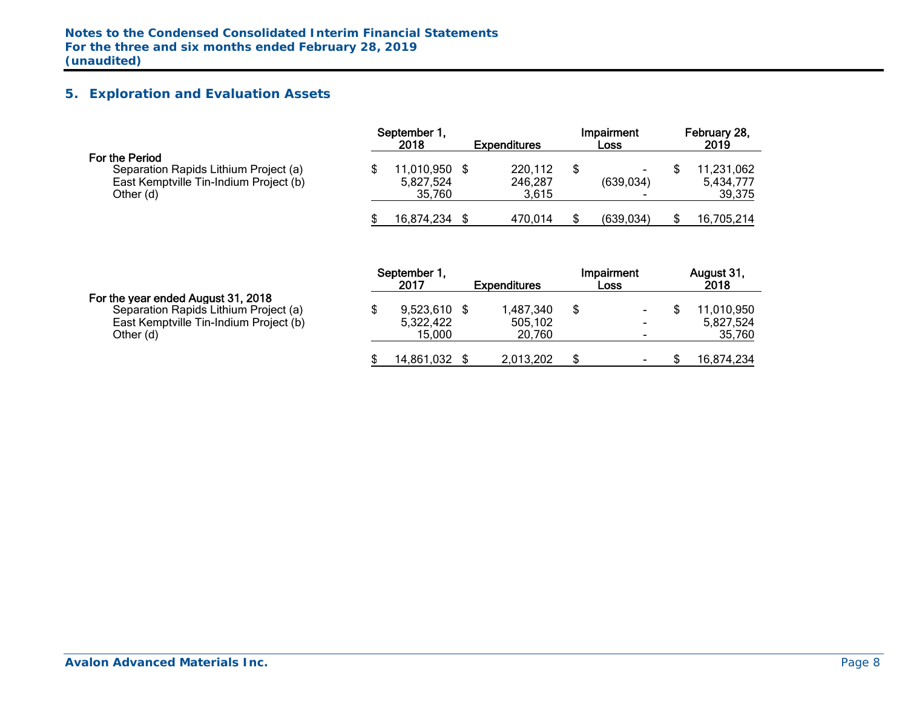## 5. Exploration and Evaluation Assets

| | September 1, 2018 | Expenditures | Impairment Loss | February 28, 2019 |
|---|---|---|---|---|
| **For the Period** | | | | |
| Separation Rapids Lithium Project (a) | $ 11,010,950 | $ 220,112 | $ - | $ 11,231,062 |
| East Kemptville Tin-Indium Project (b) | 5,827,524 | 246,287 | (639,034) | 5,434,777 |
| Other (d) | 35,760 | 3,615 | - | 39,375 |
| | $ 16,874,234 | $ 470,014 | $ (639,034) | $ 16,705,214 |

| | September 1, 2017 | Expenditures | Impairment Loss | August 31, 2018 |
|---|---|---|---|---|
| **For the year ended August 31, 2018** | | | | |
| Separation Rapids Lithium Project (a) | $ 9,523,610 | $ 1,487,340 | $ - | $ 11,010,950 |
| East Kemptville Tin-Indium Project (b) | 5,322,422 | 505,102 | - | 5,827,524 |
| Other (d) | 15,000 | 20,760 | - | 35,760 |
| | $ 14,861,032 | $ 2,013,202 | $ - | $ 16,874,234 |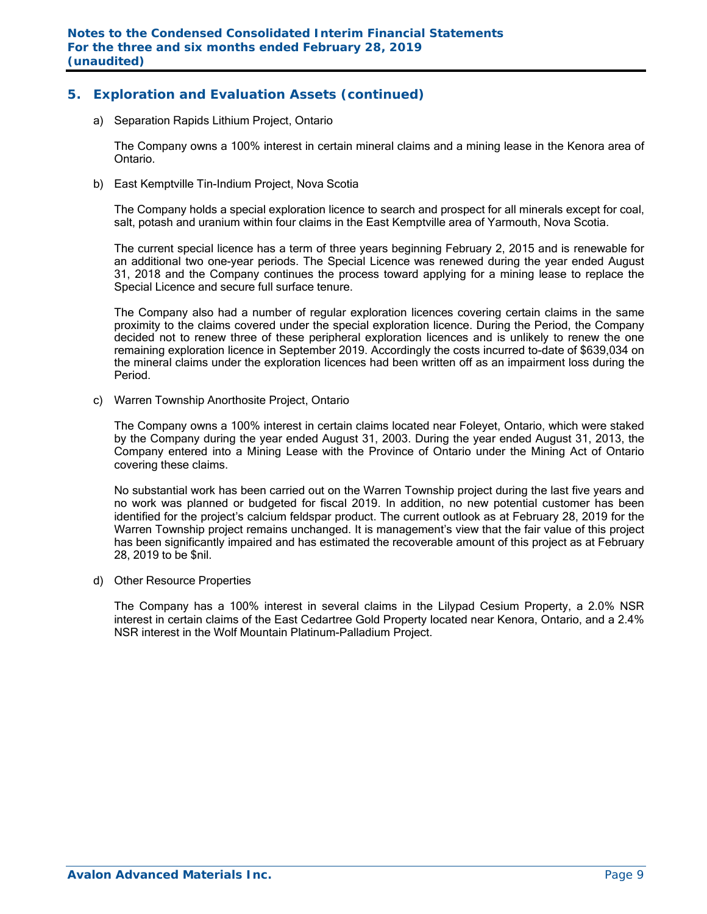## 5. Exploration and Evaluation Assets (continued)

a) Separation Rapids Lithium Project, Ontario

The Company owns a 100% interest in certain mineral claims and a mining lease in the Kenora area of Ontario.

b) East Kemptville Tin-Indium Project, Nova Scotia

The Company holds a special exploration licence to search and prospect for all minerals except for coal, salt, potash and uranium within four claims in the East Kemptville area of Yarmouth, Nova Scotia.

The current special licence has a term of three years beginning February 2, 2015 and is renewable for an additional two one-year periods. The Special Licence was renewed during the year ended August 31, 2018 and the Company continues the process toward applying for a mining lease to replace the Special Licence and secure full surface tenure.

The Company also had a number of regular exploration licences covering certain claims in the same proximity to the claims covered under the special exploration licence. During the Period, the Company decided not to renew three of these peripheral exploration licences and is unlikely to renew the one remaining exploration licence in September 2019. Accordingly the costs incurred to-date of $639,034 on the mineral claims under the exploration licences had been written off as an impairment loss during the Period.

c) Warren Township Anorthosite Project, Ontario

The Company owns a 100% interest in certain claims located near Foleyet, Ontario, which were staked by the Company during the year ended August 31, 2003. During the year ended August 31, 2013, the Company entered into a Mining Lease with the Province of Ontario under the Mining Act of Ontario covering these claims.

No substantial work has been carried out on the Warren Township project during the last five years and no work was planned or budgeted for fiscal 2019. In addition, no new potential customer has been identified for the project's calcium feldspar product. The current outlook as at February 28, 2019 for the Warren Township project remains unchanged. It is management's view that the fair value of this project has been significantly impaired and has estimated the recoverable amount of this project as at February 28, 2019 to be $nil.

d) Other Resource Properties

The Company has a 100% interest in several claims in the Lilypad Cesium Property, a 2.0% NSR interest in certain claims of the East Cedartree Gold Property located near Kenora, Ontario, and a 2.4% NSR interest in the Wolf Mountain Platinum-Palladium Project.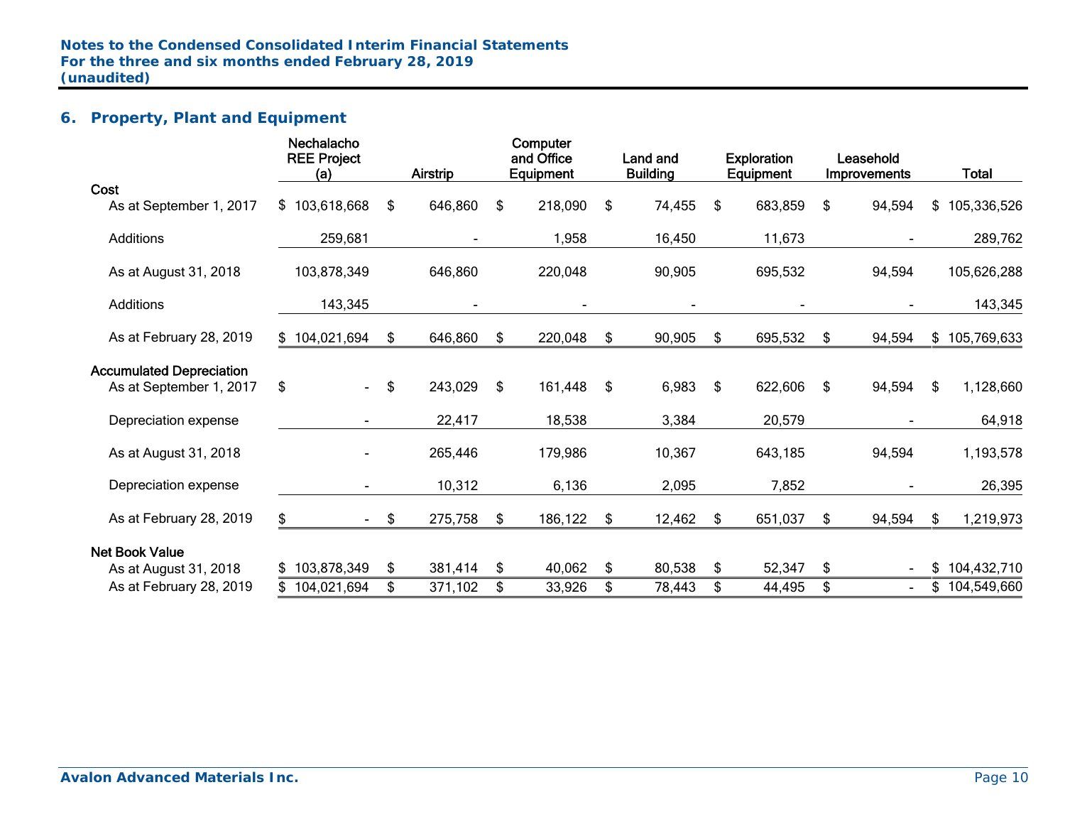## 6. Property, Plant and Equipment

| | Nechalacho REE Project (a) | Airstrip | Computer and Office Equipment | Land and Building | Exploration Equipment | Leasehold Improvements | Total |
|---|---|---|---|---|---|---|---|
| **Cost** | | | | | | | |
| As at September 1, 2017 | $ 103,618,668 | $ 646,860 | $ 218,090 | $ 74,455 | $ 683,859 | $ 94,594 | $ 105,336,526 |
| Additions | 259,681 | - | 1,958 | 16,450 | 11,673 | - | 289,762 |
| As at August 31, 2018 | 103,878,349 | 646,860 | 220,048 | 90,905 | 695,532 | 94,594 | 105,626,288 |
| Additions | 143,345 | - | - | - | - | - | 143,345 |
| As at February 28, 2019 | $ 104,021,694 | $ 646,860 | $ 220,048 | $ 90,905 | $ 695,532 | $ 94,594 | $ 105,769,633 |
| **Accumulated Depreciation** | | | | | | | |
| As at September 1, 2017 | $ - | $ 243,029 | $ 161,448 | $ 6,983 | $ 622,606 | $ 94,594 | $ 1,128,660 |
| Depreciation expense | - | 22,417 | 18,538 | 3,384 | 20,579 | - | 64,918 |
| As at August 31, 2018 | - | 265,446 | 179,986 | 10,367 | 643,185 | 94,594 | 1,193,578 |
| Depreciation expense | - | 10,312 | 6,136 | 2,095 | 7,852 | - | 26,395 |
| As at February 28, 2019 | $ - | $ 275,758 | $ 186,122 | $ 12,462 | $ 651,037 | $ 94,594 | $ 1,219,973 |
| **Net Book Value** | | | | | | | |
| As at August 31, 2018 | $ 103,878,349 | $ 381,414 | $ 40,062 | $ 80,538 | $ 52,347 | $ - | $ 104,432,710 |
| As at February 28, 2019 | $ 104,021,694 | $ 371,102 | $ 33,926 | $ 78,443 | $ 44,495 | $ - | $ 104,549,660 |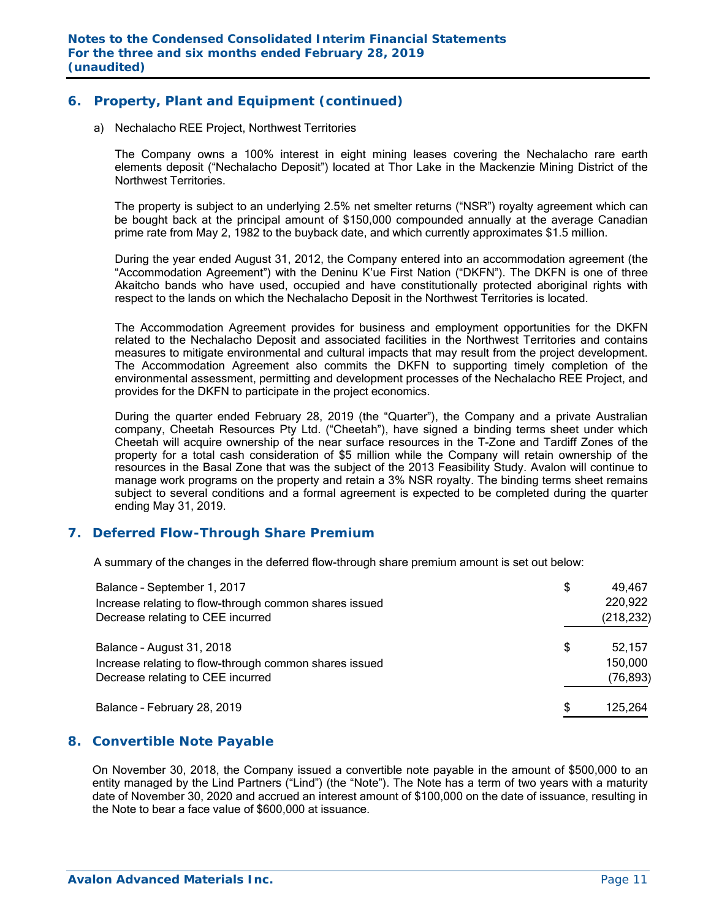## 6. Property, Plant and Equipment (continued)

a) Nechalacho REE Project, Northwest Territories

The Company owns a 100% interest in eight mining leases covering the Nechalacho rare earth elements deposit ("Nechalacho Deposit") located at Thor Lake in the Mackenzie Mining District of the Northwest Territories.

The property is subject to an underlying 2.5% net smelter returns ("NSR") royalty agreement which can be bought back at the principal amount of $150,000 compounded annually at the average Canadian prime rate from May 2, 1982 to the buyback date, and which currently approximates $1.5 million.

During the year ended August 31, 2012, the Company entered into an accommodation agreement (the "Accommodation Agreement") with the Deninu K'ue First Nation ("DKFN"). The DKFN is one of three Akaitcho bands who have used, occupied and have constitutionally protected aboriginal rights with respect to the lands on which the Nechalacho Deposit in the Northwest Territories is located.

The Accommodation Agreement provides for business and employment opportunities for the DKFN related to the Nechalacho Deposit and associated facilities in the Northwest Territories and contains measures to mitigate environmental and cultural impacts that may result from the project development. The Accommodation Agreement also commits the DKFN to supporting timely completion of the environmental assessment, permitting and development processes of the Nechalacho REE Project, and provides for the DKFN to participate in the project economics.

During the quarter ended February 28, 2019 (the "Quarter"), the Company and a private Australian company, Cheetah Resources Pty Ltd. ("Cheetah"), have signed a binding terms sheet under which Cheetah will acquire ownership of the near surface resources in the T-Zone and Tardiff Zones of the property for a total cash consideration of $5 million while the Company will retain ownership of the resources in the Basal Zone that was the subject of the 2013 Feasibility Study. Avalon will continue to manage work programs on the property and retain a 3% NSR royalty. The binding terms sheet remains subject to several conditions and a formal agreement is expected to be completed during the quarter ending May 31, 2019.

## 7. Deferred Flow-Through Share Premium

A summary of the changes in the deferred flow-through share premium amount is set out below:

| | | |
|---|---|---|
| Balance – September 1, 2017 | $ | 49,467 |
| Increase relating to flow-through common shares issued | | 220,922 |
| Decrease relating to CEE incurred | | (218,232) |
| Balance – August 31, 2018 | $ | 52,157 |
| Increase relating to flow-through common shares issued | | 150,000 |
| Decrease relating to CEE incurred | | (76,893) |
| Balance – February 28, 2019 | $ | 125,264 |

## 8. Convertible Note Payable

On November 30, 2018, the Company issued a convertible note payable in the amount of $500,000 to an entity managed by the Lind Partners ("Lind") (the "Note"). The Note has a term of two years with a maturity date of November 30, 2020 and accrued an interest amount of $100,000 on the date of issuance, resulting in the Note to bear a face value of $600,000 at issuance.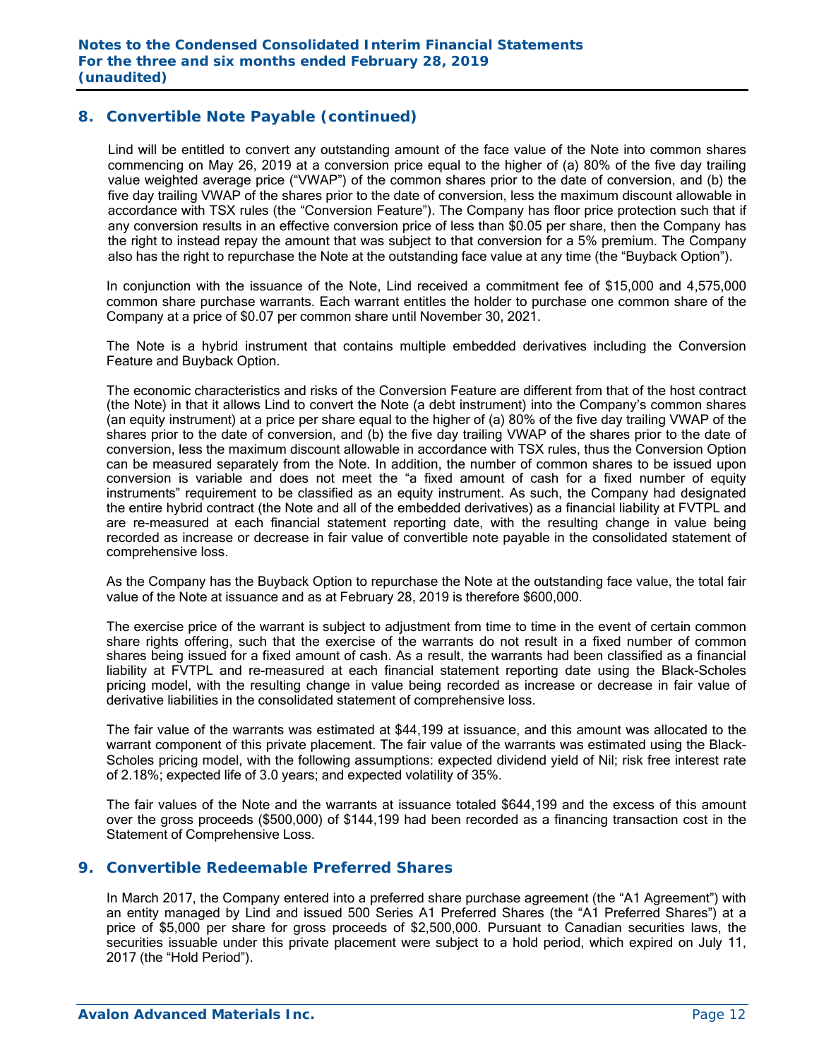## 8. Convertible Note Payable (continued)

Lind will be entitled to convert any outstanding amount of the face value of the Note into common shares commencing on May 26, 2019 at a conversion price equal to the higher of (a) 80% of the five day trailing value weighted average price ("VWAP") of the common shares prior to the date of conversion, and (b) the five day trailing VWAP of the shares prior to the date of conversion, less the maximum discount allowable in accordance with TSX rules (the "Conversion Feature"). The Company has floor price protection such that if any conversion results in an effective conversion price of less than $0.05 per share, then the Company has the right to instead repay the amount that was subject to that conversion for a 5% premium. The Company also has the right to repurchase the Note at the outstanding face value at any time (the "Buyback Option").

In conjunction with the issuance of the Note, Lind received a commitment fee of $15,000 and 4,575,000 common share purchase warrants. Each warrant entitles the holder to purchase one common share of the Company at a price of $0.07 per common share until November 30, 2021.

The Note is a hybrid instrument that contains multiple embedded derivatives including the Conversion Feature and Buyback Option.

The economic characteristics and risks of the Conversion Feature are different from that of the host contract (the Note) in that it allows Lind to convert the Note (a debt instrument) into the Company's common shares (an equity instrument) at a price per share equal to the higher of (a) 80% of the five day trailing VWAP of the shares prior to the date of conversion, and (b) the five day trailing VWAP of the shares prior to the date of conversion, less the maximum discount allowable in accordance with TSX rules, thus the Conversion Option can be measured separately from the Note. In addition, the number of common shares to be issued upon conversion is variable and does not meet the "a fixed amount of cash for a fixed number of equity instruments" requirement to be classified as an equity instrument. As such, the Company had designated the entire hybrid contract (the Note and all of the embedded derivatives) as a financial liability at FVTPL and are re-measured at each financial statement reporting date, with the resulting change in value being recorded as increase or decrease in fair value of convertible note payable in the consolidated statement of comprehensive loss.

As the Company has the Buyback Option to repurchase the Note at the outstanding face value, the total fair value of the Note at issuance and as at February 28, 2019 is therefore $600,000.

The exercise price of the warrant is subject to adjustment from time to time in the event of certain common share rights offering, such that the exercise of the warrants do not result in a fixed number of common shares being issued for a fixed amount of cash. As a result, the warrants had been classified as a financial liability at FVTPL and re-measured at each financial statement reporting date using the Black-Scholes pricing model, with the resulting change in value being recorded as increase or decrease in fair value of derivative liabilities in the consolidated statement of comprehensive loss.

The fair value of the warrants was estimated at $44,199 at issuance, and this amount was allocated to the warrant component of this private placement. The fair value of the warrants was estimated using the Black-Scholes pricing model, with the following assumptions: expected dividend yield of Nil; risk free interest rate of 2.18%; expected life of 3.0 years; and expected volatility of 35%.

The fair values of the Note and the warrants at issuance totaled $644,199 and the excess of this amount over the gross proceeds ($500,000) of $144,199 had been recorded as a financing transaction cost in the Statement of Comprehensive Loss.

## 9. Convertible Redeemable Preferred Shares

In March 2017, the Company entered into a preferred share purchase agreement (the "A1 Agreement") with an entity managed by Lind and issued 500 Series A1 Preferred Shares (the "A1 Preferred Shares") at a price of $5,000 per share for gross proceeds of $2,500,000. Pursuant to Canadian securities laws, the securities issuable under this private placement were subject to a hold period, which expired on July 11, 2017 (the "Hold Period").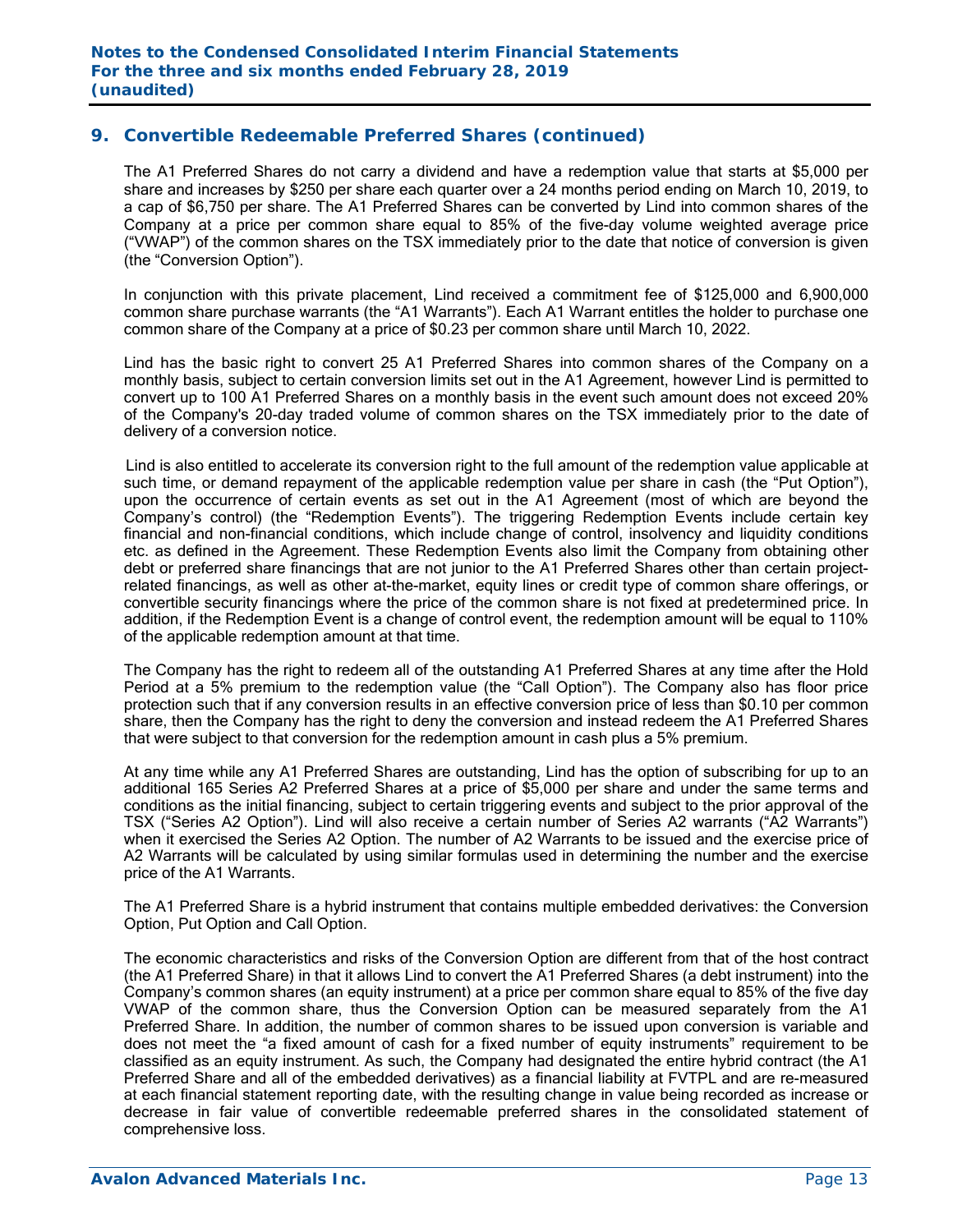## 9. Convertible Redeemable Preferred Shares (continued)

The A1 Preferred Shares do not carry a dividend and have a redemption value that starts at $5,000 per share and increases by $250 per share each quarter over a 24 months period ending on March 10, 2019, to a cap of $6,750 per share. The A1 Preferred Shares can be converted by Lind into common shares of the Company at a price per common share equal to 85% of the five-day volume weighted average price ("VWAP") of the common shares on the TSX immediately prior to the date that notice of conversion is given (the "Conversion Option").

In conjunction with this private placement, Lind received a commitment fee of $125,000 and 6,900,000 common share purchase warrants (the "A1 Warrants"). Each A1 Warrant entitles the holder to purchase one common share of the Company at a price of $0.23 per common share until March 10, 2022.

Lind has the basic right to convert 25 A1 Preferred Shares into common shares of the Company on a monthly basis, subject to certain conversion limits set out in the A1 Agreement, however Lind is permitted to convert up to 100 A1 Preferred Shares on a monthly basis in the event such amount does not exceed 20% of the Company's 20-day traded volume of common shares on the TSX immediately prior to the date of delivery of a conversion notice.

Lind is also entitled to accelerate its conversion right to the full amount of the redemption value applicable at such time, or demand repayment of the applicable redemption value per share in cash (the "Put Option"), upon the occurrence of certain events as set out in the A1 Agreement (most of which are beyond the Company's control) (the "Redemption Events"). The triggering Redemption Events include certain key financial and non-financial conditions, which include change of control, insolvency and liquidity conditions etc. as defined in the Agreement. These Redemption Events also limit the Company from obtaining other debt or preferred share financings that are not junior to the A1 Preferred Shares other than certain project-related financings, as well as other at-the-market, equity lines or credit type of common share offerings, or convertible security financings where the price of the common share is not fixed at predetermined price. In addition, if the Redemption Event is a change of control event, the redemption amount will be equal to 110% of the applicable redemption amount at that time.

The Company has the right to redeem all of the outstanding A1 Preferred Shares at any time after the Hold Period at a 5% premium to the redemption value (the "Call Option"). The Company also has floor price protection such that if any conversion results in an effective conversion price of less than $0.10 per common share, then the Company has the right to deny the conversion and instead redeem the A1 Preferred Shares that were subject to that conversion for the redemption amount in cash plus a 5% premium.

At any time while any A1 Preferred Shares are outstanding, Lind has the option of subscribing for up to an additional 165 Series A2 Preferred Shares at a price of $5,000 per share and under the same terms and conditions as the initial financing, subject to certain triggering events and subject to the prior approval of the TSX ("Series A2 Option"). Lind will also receive a certain number of Series A2 warrants ("A2 Warrants") when it exercised the Series A2 Option. The number of A2 Warrants to be issued and the exercise price of A2 Warrants will be calculated by using similar formulas used in determining the number and the exercise price of the A1 Warrants.

The A1 Preferred Share is a hybrid instrument that contains multiple embedded derivatives: the Conversion Option, Put Option and Call Option.

The economic characteristics and risks of the Conversion Option are different from that of the host contract (the A1 Preferred Share) in that it allows Lind to convert the A1 Preferred Shares (a debt instrument) into the Company's common shares (an equity instrument) at a price per common share equal to 85% of the five day VWAP of the common share, thus the Conversion Option can be measured separately from the A1 Preferred Share. In addition, the number of common shares to be issued upon conversion is variable and does not meet the "a fixed amount of cash for a fixed number of equity instruments" requirement to be classified as an equity instrument. As such, the Company had designated the entire hybrid contract (the A1 Preferred Share and all of the embedded derivatives) as a financial liability at FVTPL and are re-measured at each financial statement reporting date, with the resulting change in value being recorded as increase or decrease in fair value of convertible redeemable preferred shares in the consolidated statement of comprehensive loss.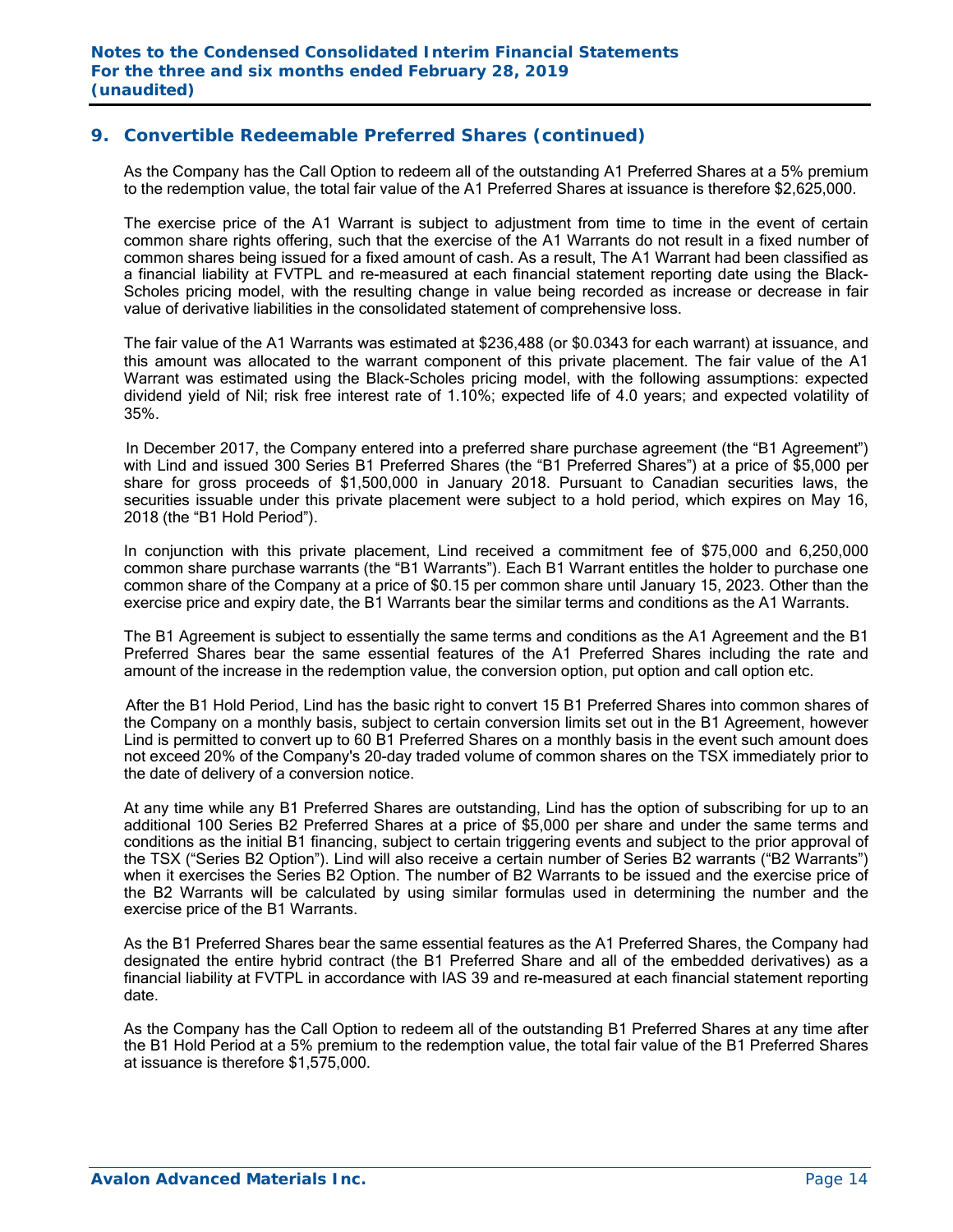## 9. Convertible Redeemable Preferred Shares (continued)

As the Company has the Call Option to redeem all of the outstanding A1 Preferred Shares at a 5% premium to the redemption value, the total fair value of the A1 Preferred Shares at issuance is therefore $2,625,000.

The exercise price of the A1 Warrant is subject to adjustment from time to time in the event of certain common share rights offering, such that the exercise of the A1 Warrants do not result in a fixed number of common shares being issued for a fixed amount of cash. As a result, The A1 Warrant had been classified as a financial liability at FVTPL and re-measured at each financial statement reporting date using the Black-Scholes pricing model, with the resulting change in value being recorded as increase or decrease in fair value of derivative liabilities in the consolidated statement of comprehensive loss.

The fair value of the A1 Warrants was estimated at $236,488 (or $0.0343 for each warrant) at issuance, and this amount was allocated to the warrant component of this private placement. The fair value of the A1 Warrant was estimated using the Black-Scholes pricing model, with the following assumptions: expected dividend yield of Nil; risk free interest rate of 1.10%; expected life of 4.0 years; and expected volatility of 35%.

In December 2017, the Company entered into a preferred share purchase agreement (the "B1 Agreement") with Lind and issued 300 Series B1 Preferred Shares (the "B1 Preferred Shares") at a price of $5,000 per share for gross proceeds of $1,500,000 in January 2018. Pursuant to Canadian securities laws, the securities issuable under this private placement were subject to a hold period, which expires on May 16, 2018 (the "B1 Hold Period").

In conjunction with this private placement, Lind received a commitment fee of $75,000 and 6,250,000 common share purchase warrants (the "B1 Warrants"). Each B1 Warrant entitles the holder to purchase one common share of the Company at a price of $0.15 per common share until January 15, 2023. Other than the exercise price and expiry date, the B1 Warrants bear the similar terms and conditions as the A1 Warrants.

The B1 Agreement is subject to essentially the same terms and conditions as the A1 Agreement and the B1 Preferred Shares bear the same essential features of the A1 Preferred Shares including the rate and amount of the increase in the redemption value, the conversion option, put option and call option etc.

After the B1 Hold Period, Lind has the basic right to convert 15 B1 Preferred Shares into common shares of the Company on a monthly basis, subject to certain conversion limits set out in the B1 Agreement, however Lind is permitted to convert up to 60 B1 Preferred Shares on a monthly basis in the event such amount does not exceed 20% of the Company's 20-day traded volume of common shares on the TSX immediately prior to the date of delivery of a conversion notice.

At any time while any B1 Preferred Shares are outstanding, Lind has the option of subscribing for up to an additional 100 Series B2 Preferred Shares at a price of $5,000 per share and under the same terms and conditions as the initial B1 financing, subject to certain triggering events and subject to the prior approval of the TSX ("Series B2 Option"). Lind will also receive a certain number of Series B2 warrants ("B2 Warrants") when it exercises the Series B2 Option. The number of B2 Warrants to be issued and the exercise price of the B2 Warrants will be calculated by using similar formulas used in determining the number and the exercise price of the B1 Warrants.

As the B1 Preferred Shares bear the same essential features as the A1 Preferred Shares, the Company had designated the entire hybrid contract (the B1 Preferred Share and all of the embedded derivatives) as a financial liability at FVTPL in accordance with IAS 39 and re-measured at each financial statement reporting date.

As the Company has the Call Option to redeem all of the outstanding B1 Preferred Shares at any time after the B1 Hold Period at a 5% premium to the redemption value, the total fair value of the B1 Preferred Shares at issuance is therefore $1,575,000.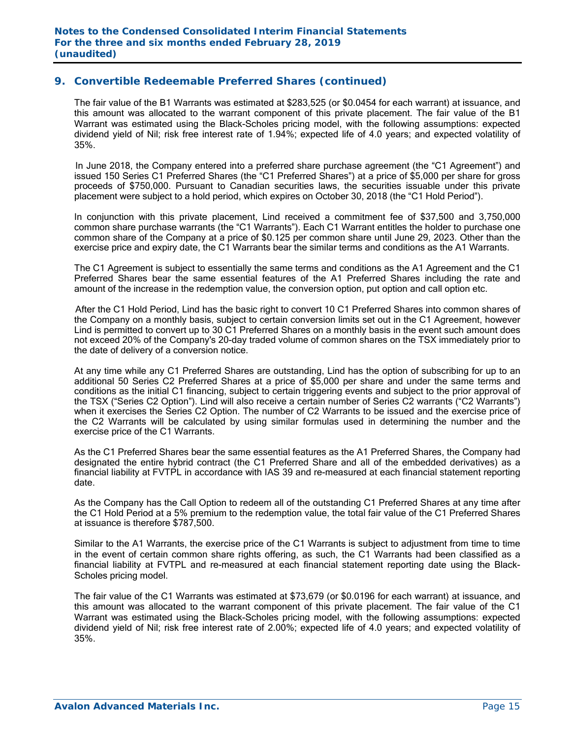## 9. Convertible Redeemable Preferred Shares (continued)

The fair value of the B1 Warrants was estimated at $283,525 (or $0.0454 for each warrant) at issuance, and this amount was allocated to the warrant component of this private placement. The fair value of the B1 Warrant was estimated using the Black-Scholes pricing model, with the following assumptions: expected dividend yield of Nil; risk free interest rate of 1.94%; expected life of 4.0 years; and expected volatility of 35%.

In June 2018, the Company entered into a preferred share purchase agreement (the "C1 Agreement") and issued 150 Series C1 Preferred Shares (the "C1 Preferred Shares") at a price of $5,000 per share for gross proceeds of $750,000. Pursuant to Canadian securities laws, the securities issuable under this private placement were subject to a hold period, which expires on October 30, 2018 (the "C1 Hold Period").

In conjunction with this private placement, Lind received a commitment fee of $37,500 and 3,750,000 common share purchase warrants (the "C1 Warrants"). Each C1 Warrant entitles the holder to purchase one common share of the Company at a price of $0.125 per common share until June 29, 2023. Other than the exercise price and expiry date, the C1 Warrants bear the similar terms and conditions as the A1 Warrants.

The C1 Agreement is subject to essentially the same terms and conditions as the A1 Agreement and the C1 Preferred Shares bear the same essential features of the A1 Preferred Shares including the rate and amount of the increase in the redemption value, the conversion option, put option and call option etc.

After the C1 Hold Period, Lind has the basic right to convert 10 C1 Preferred Shares into common shares of the Company on a monthly basis, subject to certain conversion limits set out in the C1 Agreement, however Lind is permitted to convert up to 30 C1 Preferred Shares on a monthly basis in the event such amount does not exceed 20% of the Company's 20-day traded volume of common shares on the TSX immediately prior to the date of delivery of a conversion notice.

At any time while any C1 Preferred Shares are outstanding, Lind has the option of subscribing for up to an additional 50 Series C2 Preferred Shares at a price of $5,000 per share and under the same terms and conditions as the initial C1 financing, subject to certain triggering events and subject to the prior approval of the TSX ("Series C2 Option"). Lind will also receive a certain number of Series C2 warrants ("C2 Warrants") when it exercises the Series C2 Option. The number of C2 Warrants to be issued and the exercise price of the C2 Warrants will be calculated by using similar formulas used in determining the number and the exercise price of the C1 Warrants.

As the C1 Preferred Shares bear the same essential features as the A1 Preferred Shares, the Company had designated the entire hybrid contract (the C1 Preferred Share and all of the embedded derivatives) as a financial liability at FVTPL in accordance with IAS 39 and re-measured at each financial statement reporting date.

As the Company has the Call Option to redeem all of the outstanding C1 Preferred Shares at any time after the C1 Hold Period at a 5% premium to the redemption value, the total fair value of the C1 Preferred Shares at issuance is therefore $787,500.

Similar to the A1 Warrants, the exercise price of the C1 Warrants is subject to adjustment from time to time in the event of certain common share rights offering, as such, the C1 Warrants had been classified as a financial liability at FVTPL and re-measured at each financial statement reporting date using the Black-Scholes pricing model.

The fair value of the C1 Warrants was estimated at $73,679 (or $0.0196 for each warrant) at issuance, and this amount was allocated to the warrant component of this private placement. The fair value of the C1 Warrant was estimated using the Black-Scholes pricing model, with the following assumptions: expected dividend yield of Nil; risk free interest rate of 2.00%; expected life of 4.0 years; and expected volatility of 35%.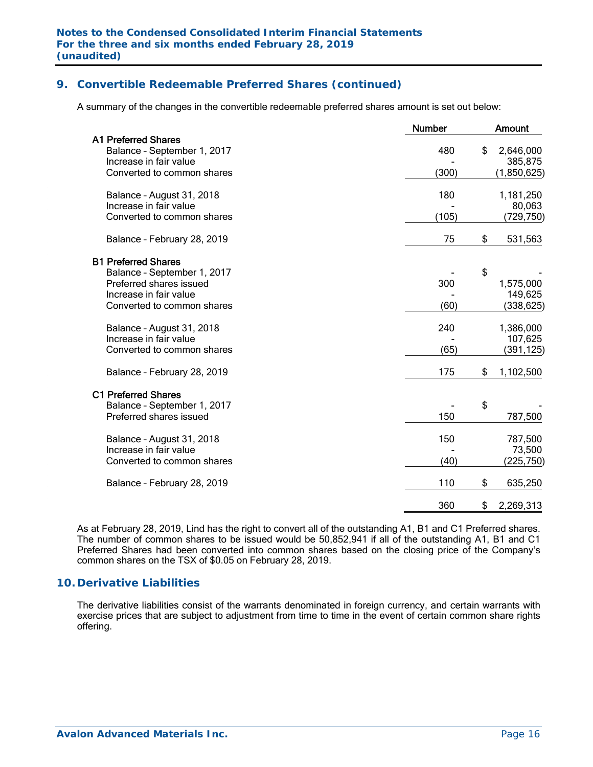## 9. Convertible Redeemable Preferred Shares (continued)

A summary of the changes in the convertible redeemable preferred shares amount is set out below:

| | Number | Amount |
|---|---|---|
| **A1 Preferred Shares** | | |
| Balance – September 1, 2017 | 480 | $ 2,646,000 |
| Increase in fair value | - | 385,875 |
| Converted to common shares | (300) | (1,850,625) |
| Balance – August 31, 2018 | 180 | 1,181,250 |
| Increase in fair value | - | 80,063 |
| Converted to common shares | (105) | (729,750) |
| Balance – February 28, 2019 | 75 | $ 531,563 |
| **B1 Preferred Shares** | | |
| Balance – September 1, 2017 | - | $ - |
| Preferred shares issued | 300 | 1,575,000 |
| Increase in fair value | - | 149,625 |
| Converted to common shares | (60) | (338,625) |
| Balance – August 31, 2018 | 240 | 1,386,000 |
| Increase in fair value | - | 107,625 |
| Converted to common shares | (65) | (391,125) |
| Balance – February 28, 2019 | 175 | $ 1,102,500 |
| **C1 Preferred Shares** | | |
| Balance – September 1, 2017 | - | $ - |
| Preferred shares issued | 150 | 787,500 |
| Balance – August 31, 2018 | 150 | 787,500 |
| Increase in fair value | - | 73,500 |
| Converted to common shares | (40) | (225,750) |
| Balance – February 28, 2019 | 110 | $ 635,250 |
| | 360 | $ 2,269,313 |

As at February 28, 2019, Lind has the right to convert all of the outstanding A1, B1 and C1 Preferred shares. The number of common shares to be issued would be 50,852,941 if all of the outstanding A1, B1 and C1 Preferred Shares had been converted into common shares based on the closing price of the Company's common shares on the TSX of $0.05 on February 28, 2019.

## 10. Derivative Liabilities

The derivative liabilities consist of the warrants denominated in foreign currency, and certain warrants with exercise prices that are subject to adjustment from time to time in the event of certain common share rights offering.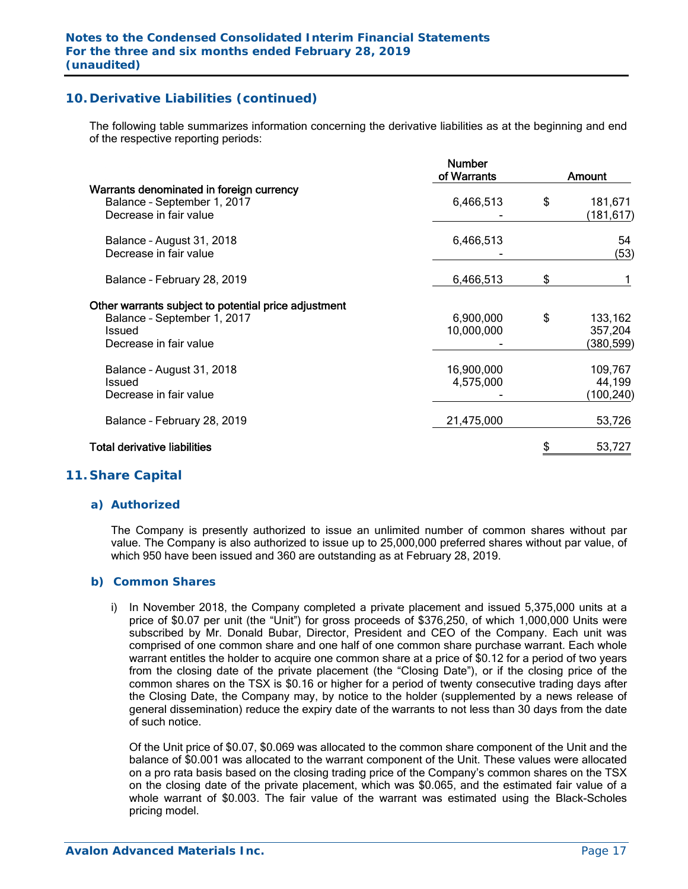## 10. Derivative Liabilities (continued)

The following table summarizes information concerning the derivative liabilities as at the beginning and end of the respective reporting periods:

| | Number of Warrants | | Amount |
|---|---|---|---|
| **Warrants denominated in foreign currency** | | | |
| Balance – September 1, 2017 | 6,466,513 | $ | 181,671 |
| Decrease in fair value | - | | (181,617) |
| Balance – August 31, 2018 | 6,466,513 | | 54 |
| Decrease in fair value | - | | (53) |
| Balance – February 28, 2019 | 6,466,513 | $ | 1 |
| **Other warrants subject to potential price adjustment** | | | |
| Balance – September 1, 2017 | 6,900,000 | $ | 133,162 |
| Issued | 10,000,000 | | 357,204 |
| Decrease in fair value | - | | (380,599) |
| Balance – August 31, 2018 | 16,900,000 | | 109,767 |
| Issued | 4,575,000 | | 44,199 |
| Decrease in fair value | - | | (100,240) |
| Balance – February 28, 2019 | 21,475,000 | | 53,726 |
| **Total derivative liabilities** | | $ | 53,727 |

## 11. Share Capital

### a) Authorized

The Company is presently authorized to issue an unlimited number of common shares without par value. The Company is also authorized to issue up to 25,000,000 preferred shares without par value, of which 950 have been issued and 360 are outstanding as at February 28, 2019.

### b) Common Shares

i) In November 2018, the Company completed a private placement and issued 5,375,000 units at a price of $0.07 per unit (the "Unit") for gross proceeds of $376,250, of which 1,000,000 Units were subscribed by Mr. Donald Bubar, Director, President and CEO of the Company. Each unit was comprised of one common share and one half of one common share purchase warrant. Each whole warrant entitles the holder to acquire one common share at a price of $0.12 for a period of two years from the closing date of the private placement (the "Closing Date"), or if the closing price of the common shares on the TSX is $0.16 or higher for a period of twenty consecutive trading days after the Closing Date, the Company may, by notice to the holder (supplemented by a news release of general dissemination) reduce the expiry date of the warrants to not less than 30 days from the date of such notice.

Of the Unit price of $0.07, $0.069 was allocated to the common share component of the Unit and the balance of $0.001 was allocated to the warrant component of the Unit. These values were allocated on a pro rata basis based on the closing trading price of the Company's common shares on the TSX on the closing date of the private placement, which was $0.065, and the estimated fair value of a whole warrant of $0.003. The fair value of the warrant was estimated using the Black-Scholes pricing model.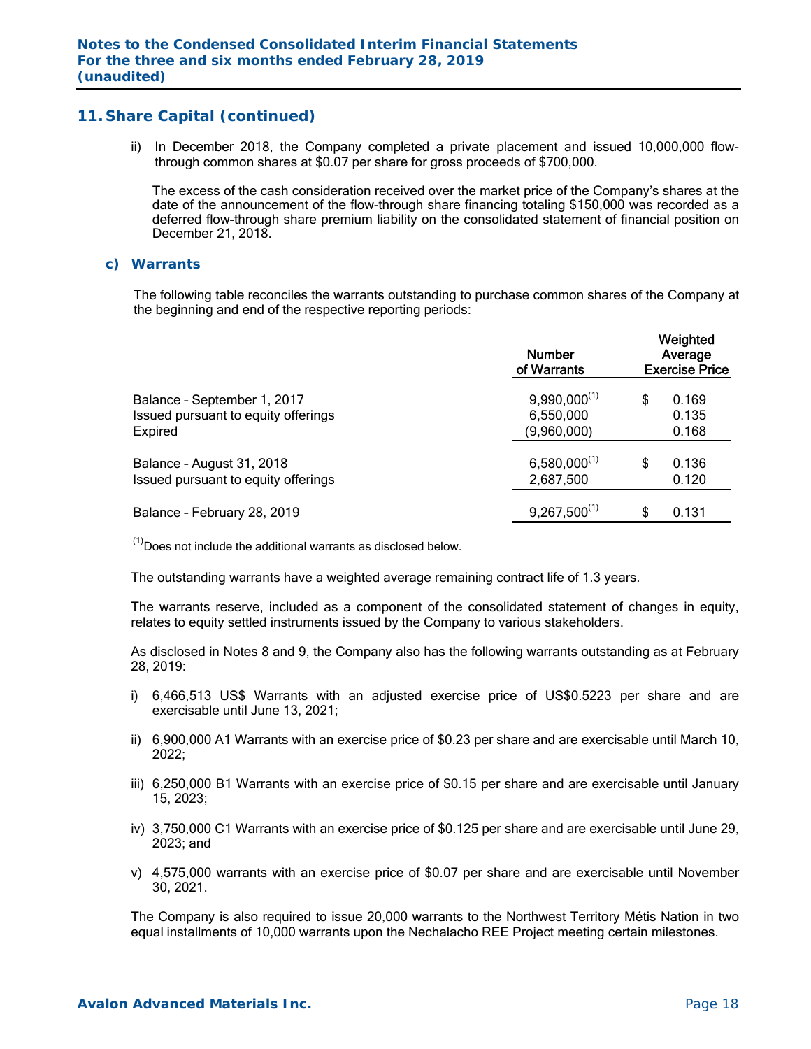## 11. Share Capital (continued)

ii) In December 2018, the Company completed a private placement and issued 10,000,000 flow-through common shares at $0.07 per share for gross proceeds of $700,000.

The excess of the cash consideration received over the market price of the Company's shares at the date of the announcement of the flow-through share financing totaling $150,000 was recorded as a deferred flow-through share premium liability on the consolidated statement of financial position on December 21, 2018.

### c) Warrants

The following table reconciles the warrants outstanding to purchase common shares of the Company at the beginning and end of the respective reporting periods:

| | Number of Warrants | Weighted Average Exercise Price |
|---|---|---|
| Balance – September 1, 2017 | 9,990,000[(1)] | $ 0.169 |
| Issued pursuant to equity offerings | 6,550,000 | 0.135 |
| Expired | (9,960,000) | 0.168 |
| Balance – August 31, 2018 | 6,580,000[(1)] | $ 0.136 |
| Issued pursuant to equity offerings | 2,687,500 | 0.120 |
| Balance – February 28, 2019 | 9,267,500[(1)] | $ 0.131 |

[(1)] Does not include the additional warrants as disclosed below.

The outstanding warrants have a weighted average remaining contract life of 1.3 years.

The warrants reserve, included as a component of the consolidated statement of changes in equity, relates to equity settled instruments issued by the Company to various stakeholders.

As disclosed in Notes 8 and 9, the Company also has the following warrants outstanding as at February 28, 2019:

i) 6,466,513 US$ Warrants with an adjusted exercise price of US$0.5223 per share and are exercisable until June 13, 2021;

ii) 6,900,000 A1 Warrants with an exercise price of $0.23 per share and are exercisable until March 10, 2022;

iii) 6,250,000 B1 Warrants with an exercise price of $0.15 per share and are exercisable until January 15, 2023;

iv) 3,750,000 C1 Warrants with an exercise price of $0.125 per share and are exercisable until June 29, 2023; and

v) 4,575,000 warrants with an exercise price of $0.07 per share and are exercisable until November 30, 2021.

The Company is also required to issue 20,000 warrants to the Northwest Territory Métis Nation in two equal installments of 10,000 warrants upon the Nechalacho REE Project meeting certain milestones.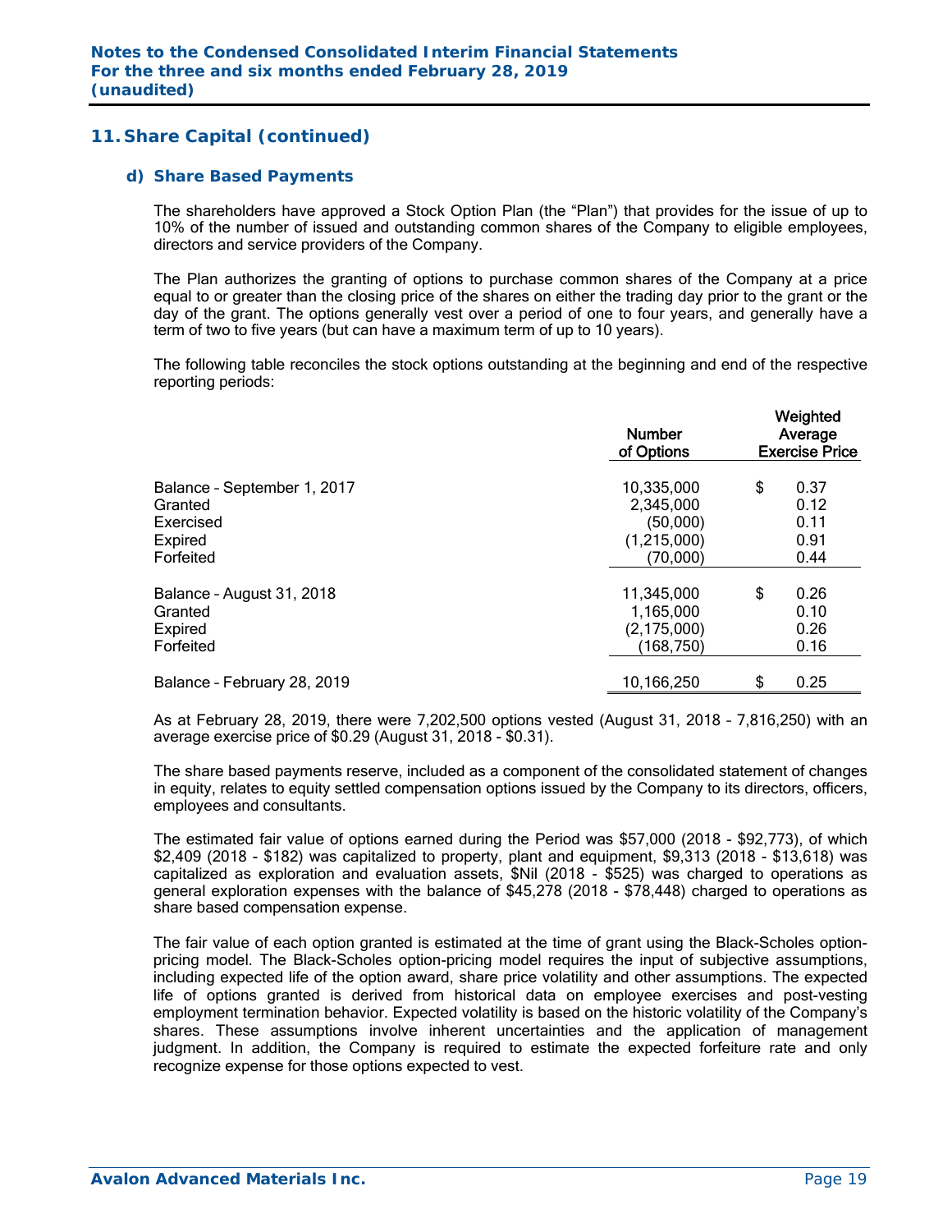## 11. Share Capital (continued)

### d) Share Based Payments

The shareholders have approved a Stock Option Plan (the "Plan") that provides for the issue of up to 10% of the number of issued and outstanding common shares of the Company to eligible employees, directors and service providers of the Company.

The Plan authorizes the granting of options to purchase common shares of the Company at a price equal to or greater than the closing price of the shares on either the trading day prior to the grant or the day of the grant. The options generally vest over a period of one to four years, and generally have a term of two to five years (but can have a maximum term of up to 10 years).

The following table reconciles the stock options outstanding at the beginning and end of the respective reporting periods:

| | Number of Options | Weighted Average Exercise Price |
|---|---|---|
| Balance – September 1, 2017 | 10,335,000 | $ 0.37 |
| Granted | 2,345,000 | 0.12 |
| Exercised | (50,000) | 0.11 |
| Expired | (1,215,000) | 0.91 |
| Forfeited | (70,000) | 0.44 |
| Balance – August 31, 2018 | 11,345,000 | $ 0.26 |
| Granted | 1,165,000 | 0.10 |
| Expired | (2,175,000) | 0.26 |
| Forfeited | (168,750) | 0.16 |
| Balance – February 28, 2019 | 10,166,250 | $ 0.25 |

As at February 28, 2019, there were 7,202,500 options vested (August 31, 2018 – 7,816,250) with an average exercise price of $0.29 (August 31, 2018 - $0.31).

The share based payments reserve, included as a component of the consolidated statement of changes in equity, relates to equity settled compensation options issued by the Company to its directors, officers, employees and consultants.

The estimated fair value of options earned during the Period was $57,000 (2018 - $92,773), of which $2,409 (2018 - $182) was capitalized to property, plant and equipment, $9,313 (2018 - $13,618) was capitalized as exploration and evaluation assets, $Nil (2018 - $525) was charged to operations as general exploration expenses with the balance of $45,278 (2018 - $78,448) charged to operations as share based compensation expense.

The fair value of each option granted is estimated at the time of grant using the Black-Scholes option-pricing model. The Black-Scholes option-pricing model requires the input of subjective assumptions, including expected life of the option award, share price volatility and other assumptions. The expected life of options granted is derived from historical data on employee exercises and post-vesting employment termination behavior. Expected volatility is based on the historic volatility of the Company's shares. These assumptions involve inherent uncertainties and the application of management judgment. In addition, the Company is required to estimate the expected forfeiture rate and only recognize expense for those options expected to vest.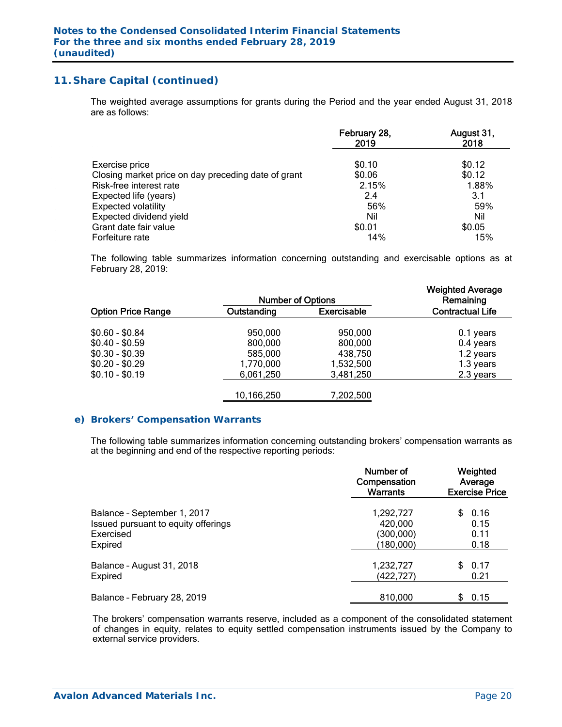## 11. Share Capital (continued)

The weighted average assumptions for grants during the Period and the year ended August 31, 2018 are as follows:

| | February 28, 2019 | August 31, 2018 |
|---|---|---|
| Exercise price | $0.10 | $0.12 |
| Closing market price on day preceding date of grant | $0.06 | $0.12 |
| Risk-free interest rate | 2.15% | 1.88% |
| Expected life (years) | 2.4 | 3.1 |
| Expected volatility | 56% | 59% |
| Expected dividend yield | Nil | Nil |
| Grant date fair value | $0.01 | $0.05 |
| Forfeiture rate | 14% | 15% |

The following table summarizes information concerning outstanding and exercisable options as at February 28, 2019:

| | Number of Options | | Weighted Average Remaining |
|---|---|---|---|
| Option Price Range | Outstanding | Exercisable | Contractual Life |
| $0.60 - $0.84 | 950,000 | 950,000 | 0.1 years |
| $0.40 - $0.59 | 800,000 | 800,000 | 0.4 years |
| $0.30 - $0.39 | 585,000 | 438,750 | 1.2 years |
| $0.20 - $0.29 | 1,770,000 | 1,532,500 | 1.3 years |
| $0.10 - $0.19 | 6,061,250 | 3,481,250 | 2.3 years |
| | 10,166,250 | 7,202,500 | |

### e) Brokers' Compensation Warrants

The following table summarizes information concerning outstanding brokers' compensation warrants as at the beginning and end of the respective reporting periods:

| | Number of Compensation Warrants | Weighted Average Exercise Price |
|---|---|---|
| Balance – September 1, 2017 | 1,292,727 | $ 0.16 |
| Issued pursuant to equity offerings | 420,000 | 0.15 |
| Exercised | (300,000) | 0.11 |
| Expired | (180,000) | 0.18 |
| Balance – August 31, 2018 | 1,232,727 | $ 0.17 |
| Expired | (422,727) | 0.21 |
| Balance – February 28, 2019 | 810,000 | $ 0.15 |

The brokers' compensation warrants reserve, included as a component of the consolidated statement of changes in equity, relates to equity settled compensation instruments issued by the Company to external service providers.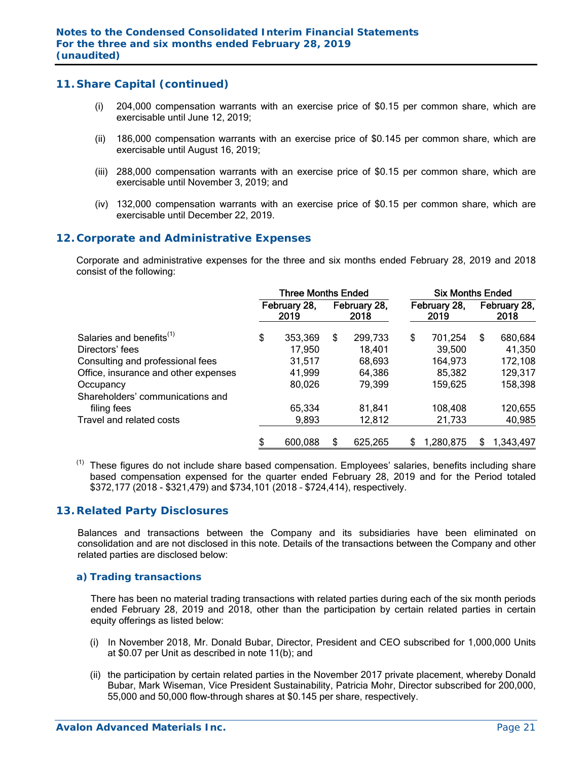## 11. Share Capital (continued)

(i) 204,000 compensation warrants with an exercise price of $0.15 per common share, which are exercisable until June 12, 2019;

(ii) 186,000 compensation warrants with an exercise price of $0.145 per common share, which are exercisable until August 16, 2019;

(iii) 288,000 compensation warrants with an exercise price of $0.15 per common share, which are exercisable until November 3, 2019; and

(iv) 132,000 compensation warrants with an exercise price of $0.15 per common share, which are exercisable until December 22, 2019.

## 12. Corporate and Administrative Expenses

Corporate and administrative expenses for the three and six months ended February 28, 2019 and 2018 consist of the following:

| | Three Months Ended | | Six Months Ended | |
|---|---|---|---|---|
| | February 28, 2019 | February 28, 2018 | February 28, 2019 | February 28, 2018 |
| Salaries and benefits[(1)] | $ 353,369 | $ 299,733 | $ 701,254 | $ 680,684 |
| Directors' fees | 17,950 | 18,401 | 39,500 | 41,350 |
| Consulting and professional fees | 31,517 | 68,693 | 164,973 | 172,108 |
| Office, insurance and other expenses | 41,999 | 64,386 | 85,382 | 129,317 |
| Occupancy | 80,026 | 79,399 | 159,625 | 158,398 |
| Shareholders' communications and filing fees | 65,334 | 81,841 | 108,408 | 120,655 |
| Travel and related costs | 9,893 | 12,812 | 21,733 | 40,985 |
| | $ 600,088 | $ 625,265 | $ 1,280,875 | $ 1,343,497 |

[(1)] These figures do not include share based compensation. Employees' salaries, benefits including share based compensation expensed for the quarter ended February 28, 2019 and for the Period totaled $372,177 (2018 - $321,479) and $734,101 (2018 – $724,414), respectively.

## 13. Related Party Disclosures

Balances and transactions between the Company and its subsidiaries have been eliminated on consolidation and are not disclosed in this note. Details of the transactions between the Company and other related parties are disclosed below:

### a) Trading transactions

There has been no material trading transactions with related parties during each of the six month periods ended February 28, 2019 and 2018, other than the participation by certain related parties in certain equity offerings as listed below:

(i) In November 2018, Mr. Donald Bubar, Director, President and CEO subscribed for 1,000,000 Units at $0.07 per Unit as described in note 11(b); and

(ii) the participation by certain related parties in the November 2017 private placement, whereby Donald Bubar, Mark Wiseman, Vice President Sustainability, Patricia Mohr, Director subscribed for 200,000, 55,000 and 50,000 flow-through shares at $0.145 per share, respectively.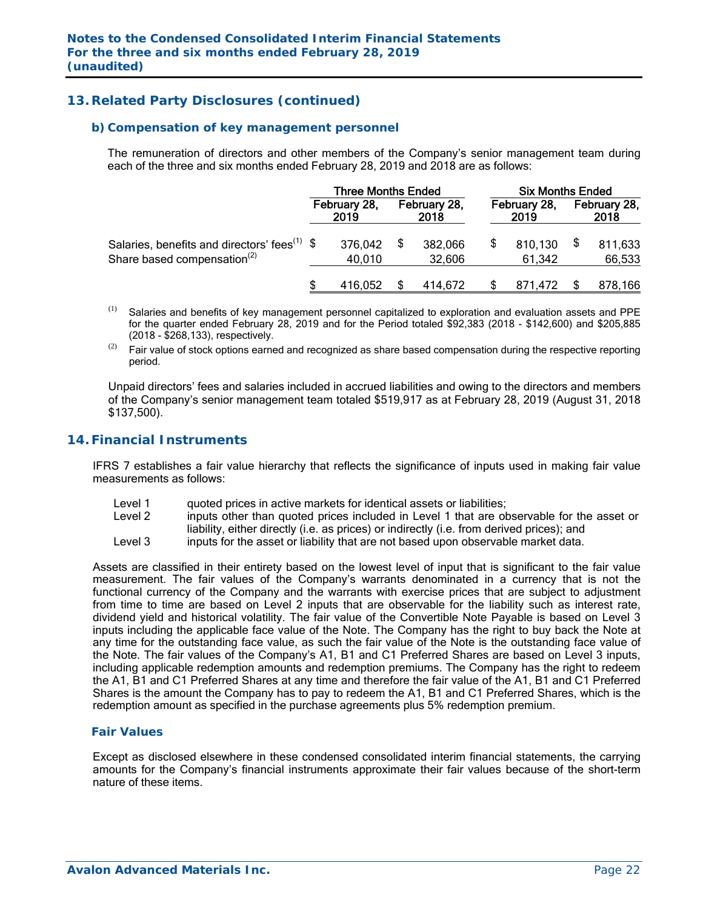## 13. Related Party Disclosures (continued)

### b) Compensation of key management personnel

The remuneration of directors and other members of the Company's senior management team during each of the three and six months ended February 28, 2019 and 2018 are as follows:

| | Three Months Ended | | Six Months Ended | |
|---|---|---|---|---|
| | February 28, 2019 | February 28, 2018 | February 28, 2019 | February 28, 2018 |
| Salaries, benefits and directors' fees[(1)] | $ 376,042 | $ 382,066 | $ 810,130 | $ 811,633 |
| Share based compensation[(2)] | 40,010 | 32,606 | 61,342 | 66,533 |
| | $ 416,052 | $ 414,672 | $ 871,472 | $ 878,166 |

(1) Salaries and benefits of key management personnel capitalized to exploration and evaluation assets and PPE for the quarter ended February 28, 2019 and for the Period totaled $92,383 (2018 - $142,600) and $205,885 (2018 - $268,133), respectively.

(2) Fair value of stock options earned and recognized as share based compensation during the respective reporting period.

Unpaid directors' fees and salaries included in accrued liabilities and owing to the directors and members of the Company's senior management team totaled $519,917 as at February 28, 2019 (August 31, 2018 $137,500).

## 14. Financial Instruments

IFRS 7 establishes a fair value hierarchy that reflects the significance of inputs used in making fair value measurements as follows:

- Level 1 quoted prices in active markets for identical assets or liabilities;
- Level 2 inputs other than quoted prices included in Level 1 that are observable for the asset or liability, either directly (i.e. as prices) or indirectly (i.e. from derived prices); and
- Level 3 inputs for the asset or liability that are not based upon observable market data.

Assets are classified in their entirety based on the lowest level of input that is significant to the fair value measurement. The fair values of the Company's warrants denominated in a currency that is not the functional currency of the Company and the warrants with exercise prices that are subject to adjustment from time to time are based on Level 2 inputs that are observable for the liability such as interest rate, dividend yield and historical volatility. The fair value of the Convertible Note Payable is based on Level 3 inputs including the applicable face value of the Note. The Company has the right to buy back the Note at any time for the outstanding face value, as such the fair value of the Note is the outstanding face value of the Note. The fair values of the Company's A1, B1 and C1 Preferred Shares are based on Level 3 inputs, including applicable redemption amounts and redemption premiums. The Company has the right to redeem the A1, B1 and C1 Preferred Shares at any time and therefore the fair value of the A1, B1 and C1 Preferred Shares is the amount the Company has to pay to redeem the A1, B1 and C1 Preferred Shares, which is the redemption amount as specified in the purchase agreements plus 5% redemption premium.

### Fair Values

Except as disclosed elsewhere in these condensed consolidated interim financial statements, the carrying amounts for the Company's financial instruments approximate their fair values because of the short-term nature of these items.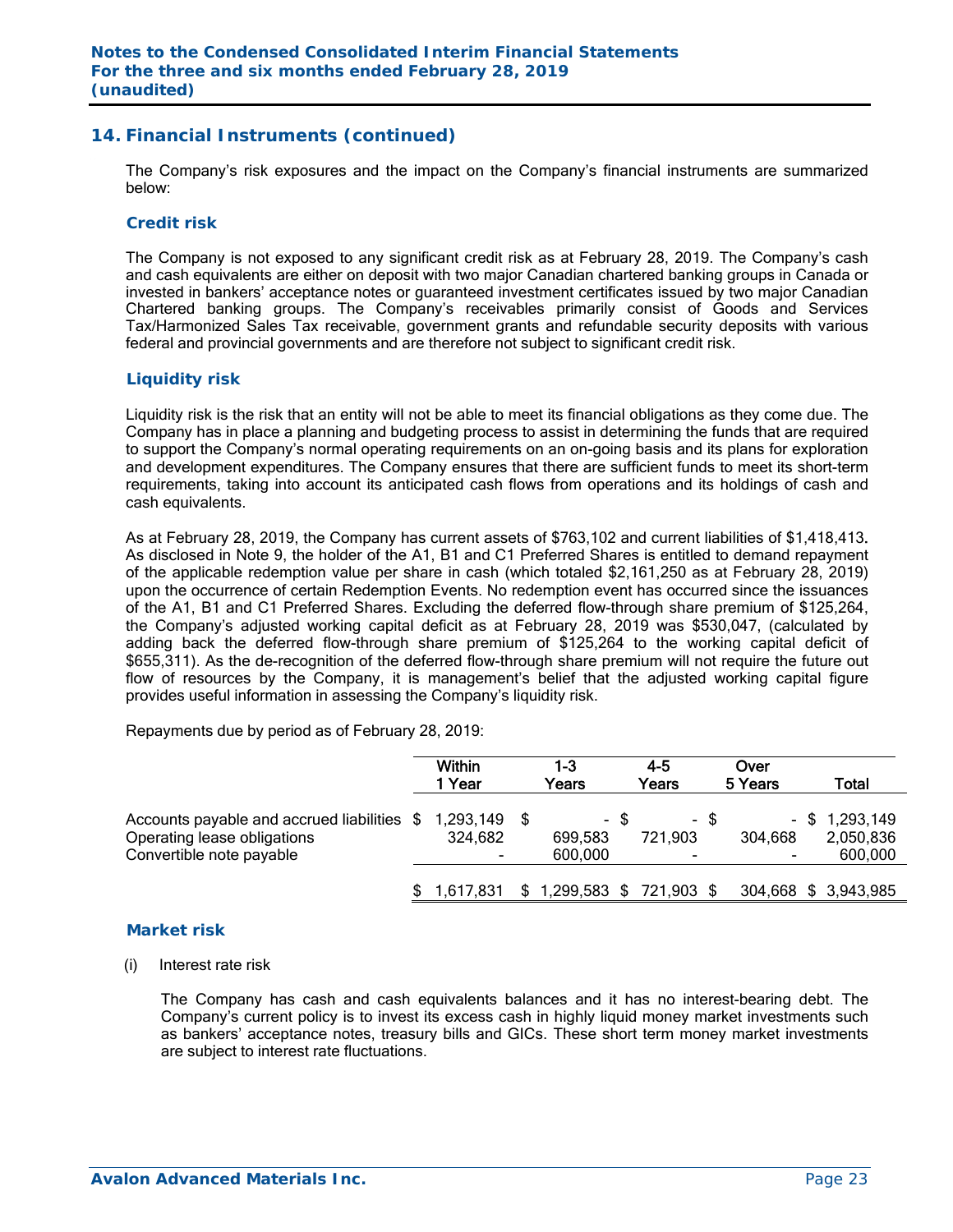## 14. Financial Instruments (continued)

The Company's risk exposures and the impact on the Company's financial instruments are summarized below:

### Credit risk

The Company is not exposed to any significant credit risk as at February 28, 2019. The Company's cash and cash equivalents are either on deposit with two major Canadian chartered banking groups in Canada or invested in bankers' acceptance notes or guaranteed investment certificates issued by two major Canadian Chartered banking groups. The Company's receivables primarily consist of Goods and Services Tax/Harmonized Sales Tax receivable, government grants and refundable security deposits with various federal and provincial governments and are therefore not subject to significant credit risk.

### Liquidity risk

Liquidity risk is the risk that an entity will not be able to meet its financial obligations as they come due. The Company has in place a planning and budgeting process to assist in determining the funds that are required to support the Company's normal operating requirements on an on-going basis and its plans for exploration and development expenditures. The Company ensures that there are sufficient funds to meet its short-term requirements, taking into account its anticipated cash flows from operations and its holdings of cash and cash equivalents.

As at February 28, 2019, the Company has current assets of $763,102 and current liabilities of $1,418,413. As disclosed in Note 9, the holder of the A1, B1 and C1 Preferred Shares is entitled to demand repayment of the applicable redemption value per share in cash (which totaled $2,161,250 as at February 28, 2019) upon the occurrence of certain Redemption Events. No redemption event has occurred since the issuances of the A1, B1 and C1 Preferred Shares. Excluding the deferred flow-through share premium of $125,264, the Company's adjusted working capital deficit as at February 28, 2019 was $530,047, (calculated by adding back the deferred flow-through share premium of $125,264 to the working capital deficit of $655,311). As the de-recognition of the deferred flow-through share premium will not require the future out flow of resources by the Company, it is management's belief that the adjusted working capital figure provides useful information in assessing the Company's liquidity risk.

Repayments due by period as of February 28, 2019:

| | Within 1 Year | 1-3 Years | 4-5 Years | Over 5 Years | Total |
|---|---|---|---|---|---|
| Accounts payable and accrued liabilities | $ 1,293,149 | $ - | $ - | $ - | $ 1,293,149 |
| Operating lease obligations | 324,682 | 699,583 | 721,903 | 304,668 | 2,050,836 |
| Convertible note payable | - | 600,000 | - | - | 600,000 |
| | $ 1,617,831 | $ 1,299,583 | $ 721,903 | $ 304,668 | $ 3,943,985 |

### Market risk

(i) Interest rate risk

The Company has cash and cash equivalents balances and it has no interest-bearing debt. The Company's current policy is to invest its excess cash in highly liquid money market investments such as bankers' acceptance notes, treasury bills and GICs. These short term money market investments are subject to interest rate fluctuations.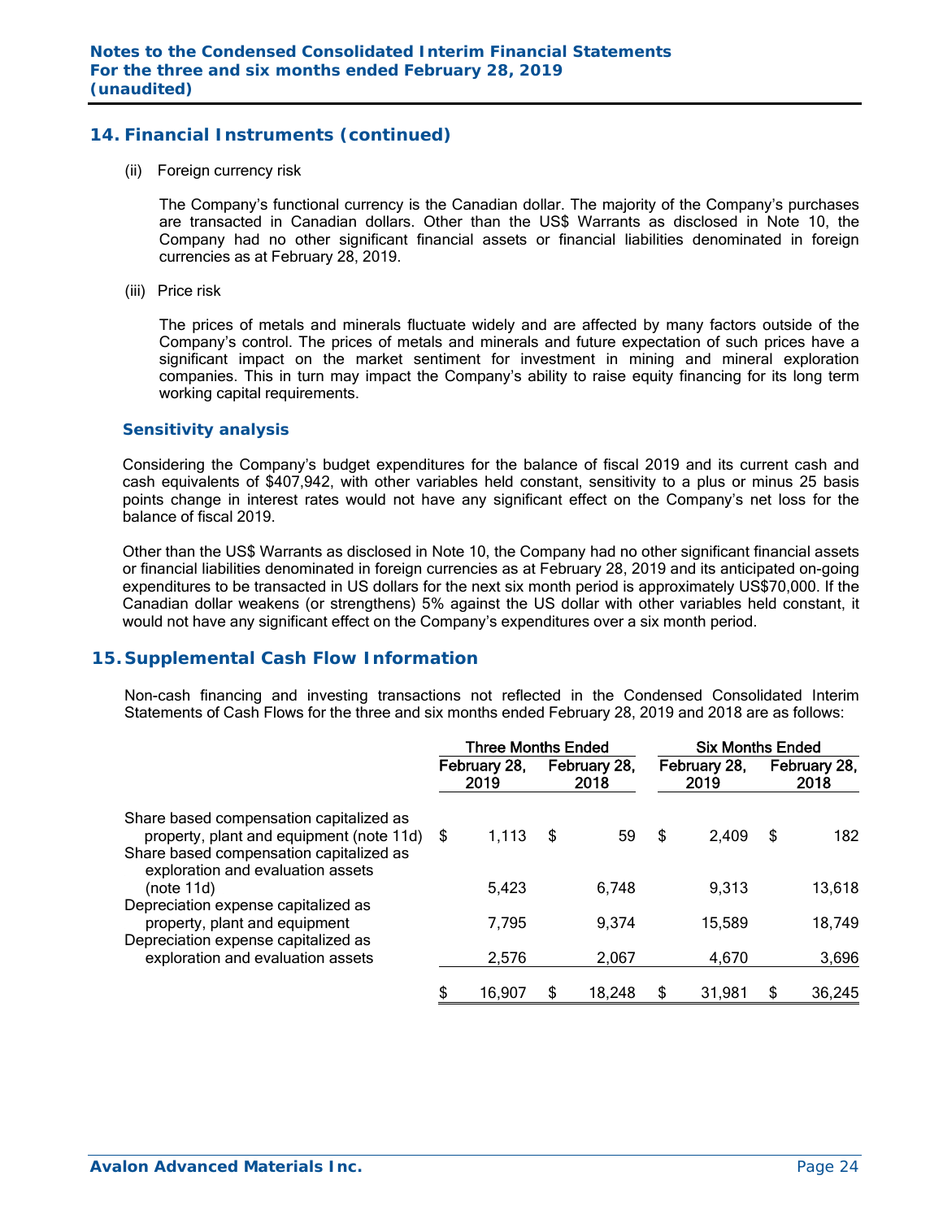## 14. Financial Instruments (continued)

(ii) Foreign currency risk

The Company's functional currency is the Canadian dollar. The majority of the Company's purchases are transacted in Canadian dollars. Other than the US$ Warrants as disclosed in Note 10, the Company had no other significant financial assets or financial liabilities denominated in foreign currencies as at February 28, 2019.

(iii) Price risk

The prices of metals and minerals fluctuate widely and are affected by many factors outside of the Company's control. The prices of metals and minerals and future expectation of such prices have a significant impact on the market sentiment for investment in mining and mineral exploration companies. This in turn may impact the Company's ability to raise equity financing for its long term working capital requirements.

### Sensitivity analysis

Considering the Company's budget expenditures for the balance of fiscal 2019 and its current cash and cash equivalents of $407,942, with other variables held constant, sensitivity to a plus or minus 25 basis points change in interest rates would not have any significant effect on the Company's net loss for the balance of fiscal 2019.

Other than the US$ Warrants as disclosed in Note 10, the Company had no other significant financial assets or financial liabilities denominated in foreign currencies as at February 28, 2019 and its anticipated on-going expenditures to be transacted in US dollars for the next six month period is approximately US$70,000. If the Canadian dollar weakens (or strengthens) 5% against the US dollar with other variables held constant, it would not have any significant effect on the Company's expenditures over a six month period.

## 15. Supplemental Cash Flow Information

Non-cash financing and investing transactions not reflected in the Condensed Consolidated Interim Statements of Cash Flows for the three and six months ended February 28, 2019 and 2018 are as follows:

| | Three Months Ended | | Six Months Ended | |
|---|---|---|---|---|
| | February 28, 2019 | February 28, 2018 | February 28, 2019 | February 28, 2018 |
| Share based compensation capitalized as property, plant and equipment (note 11d) | $ 1,113 | $ 59 | $ 2,409 | $ 182 |
| Share based compensation capitalized as exploration and evaluation assets (note 11d) | 5,423 | 6,748 | 9,313 | 13,618 |
| Depreciation expense capitalized as property, plant and equipment | 7,795 | 9,374 | 15,589 | 18,749 |
| Depreciation expense capitalized as exploration and evaluation assets | 2,576 | 2,067 | 4,670 | 3,696 |
| | $ 16,907 | $ 18,248 | $ 31,981 | $ 36,245 |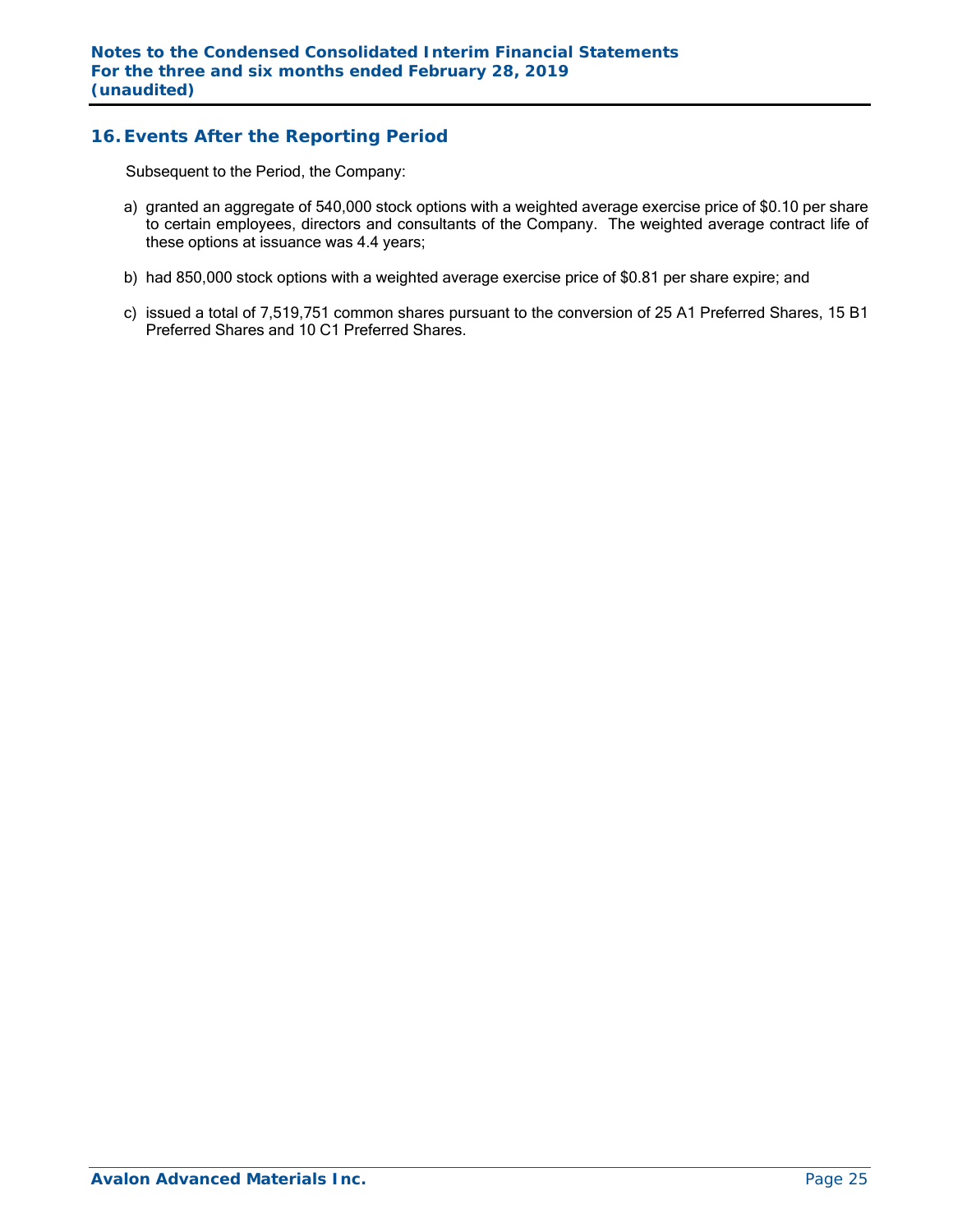## 16. Events After the Reporting Period

Subsequent to the Period, the Company:

a) granted an aggregate of 540,000 stock options with a weighted average exercise price of $0.10 per share to certain employees, directors and consultants of the Company. The weighted average contract life of these options at issuance was 4.4 years;

b) had 850,000 stock options with a weighted average exercise price of $0.81 per share expire; and

c) issued a total of 7,519,751 common shares pursuant to the conversion of 25 A1 Preferred Shares, 15 B1 Preferred Shares and 10 C1 Preferred Shares.